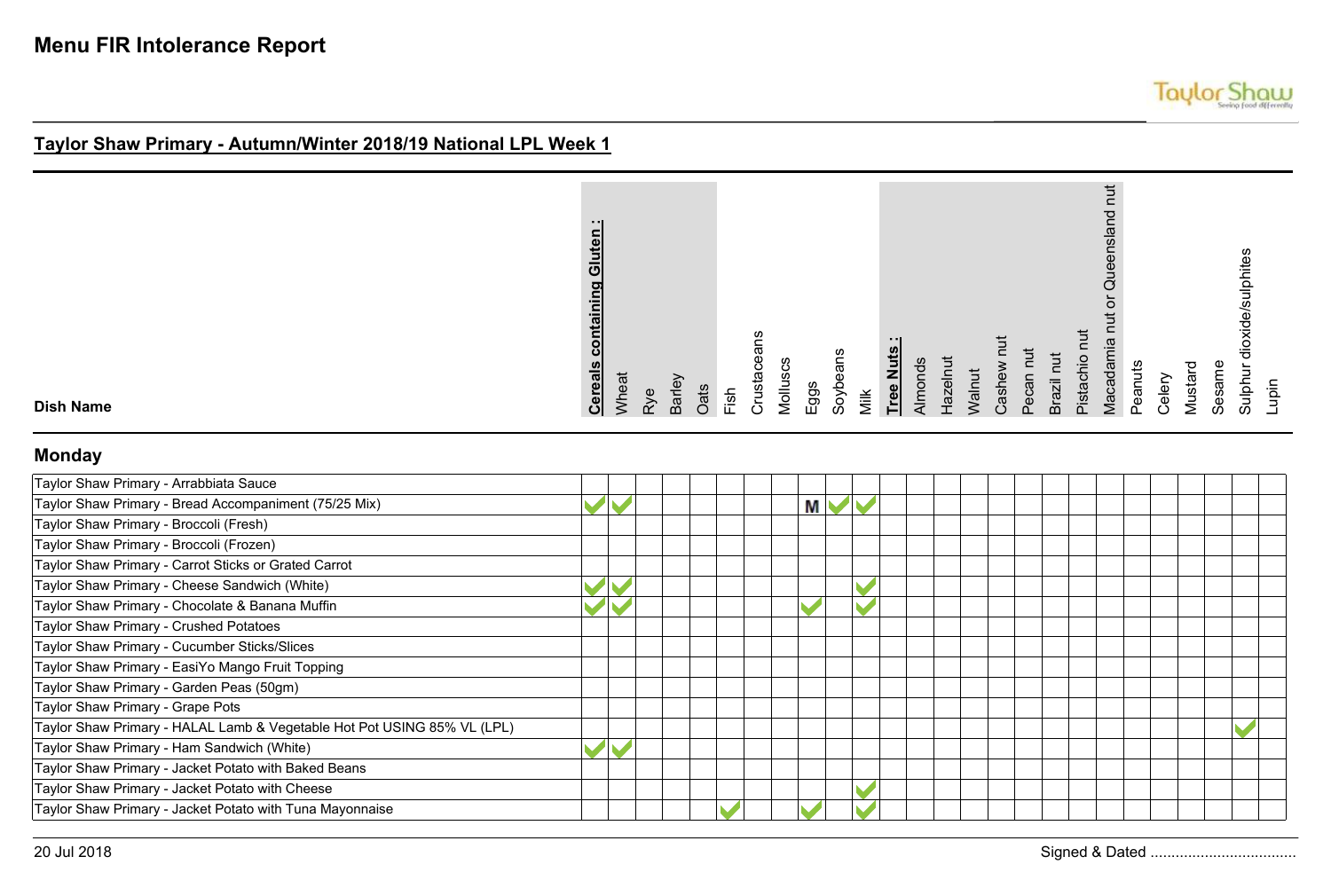# Menu FIR Intolerance Report

## Taylor Shaw Primary - Autumn/Winter 2018/19 National LPL Week 1

### Monday

| Dish Name | Cereals containing Gluten : | Wheat | Rye | Barley | Oats | Fish | Crustaceans | Molluscs | Eggs | Soybeans | Milk | Tree Nuts : | Almonds | Hazelnut | Walnut | Cashew nut | Pecan nut | Brazil nut | Pistachio nut | Macadamia nut or Queensland nut | Peanuts | Celery | Mustard | Sesame | Sulphur dioxide/sulphites | Lupin |
|---|---|---|---|---|---|---|---|---|---|---|---|---|---|---|---|---|---|---|---|---|---|---|---|---|---|---|
| Taylor Shaw Primary - Arrabbiata Sauce | | | | | | | | | | | | | | | | | | | | | | | | | | |
| Taylor Shaw Primary - Bread Accompaniment (75/25 Mix) | ✓ | ✓ | | | | | | | M | ✓ | ✓ | | | | | | | | | | | | | | | |
| Taylor Shaw Primary - Broccoli (Fresh) | | | | | | | | | | | | | | | | | | | | | | | | | | |
| Taylor Shaw Primary - Broccoli (Frozen) | | | | | | | | | | | | | | | | | | | | | | | | | | |
| Taylor Shaw Primary - Carrot Sticks or Grated Carrot | | | | | | | | | | | | | | | | | | | | | | | | | | |
| Taylor Shaw Primary - Cheese Sandwich (White) | ✓ | ✓ | | | | | | | | | ✓ | | | | | | | | | | | | | | | |
| Taylor Shaw Primary - Chocolate & Banana Muffin | ✓ | ✓ | | | | | | | ✓ | | ✓ | | | | | | | | | | | | | | | |
| Taylor Shaw Primary - Crushed Potatoes | | | | | | | | | | | | | | | | | | | | | | | | | | |
| Taylor Shaw Primary - Cucumber Sticks/Slices | | | | | | | | | | | | | | | | | | | | | | | | | | |
| Taylor Shaw Primary - EasiYo Mango Fruit Topping | | | | | | | | | | | | | | | | | | | | | | | | | | |
| Taylor Shaw Primary - Garden Peas (50gm) | | | | | | | | | | | | | | | | | | | | | | | | | | |
| Taylor Shaw Primary - Grape Pots | | | | | | | | | | | | | | | | | | | | | | | | | | |
| Taylor Shaw Primary - HALAL Lamb & Vegetable Hot Pot USING 85% VL (LPL) | | | | | | | | | | | | | | | | | | | | | | | | | ✓ | |
| Taylor Shaw Primary - Ham Sandwich (White) | ✓ | ✓ | | | | | | | | | | | | | | | | | | | | | | | | |
| Taylor Shaw Primary - Jacket Potato with Baked Beans | | | | | | | | | | | | | | | | | | | | | | | | | | |
| Taylor Shaw Primary - Jacket Potato with Cheese | | | | | | | | | | | ✓ | | | | | | | | | | | | | | | |
| Taylor Shaw Primary - Jacket Potato with Tuna Mayonnaise | | | | | | ✓ | | | ✓ | | ✓ | | | | | | | | | | | | | | | |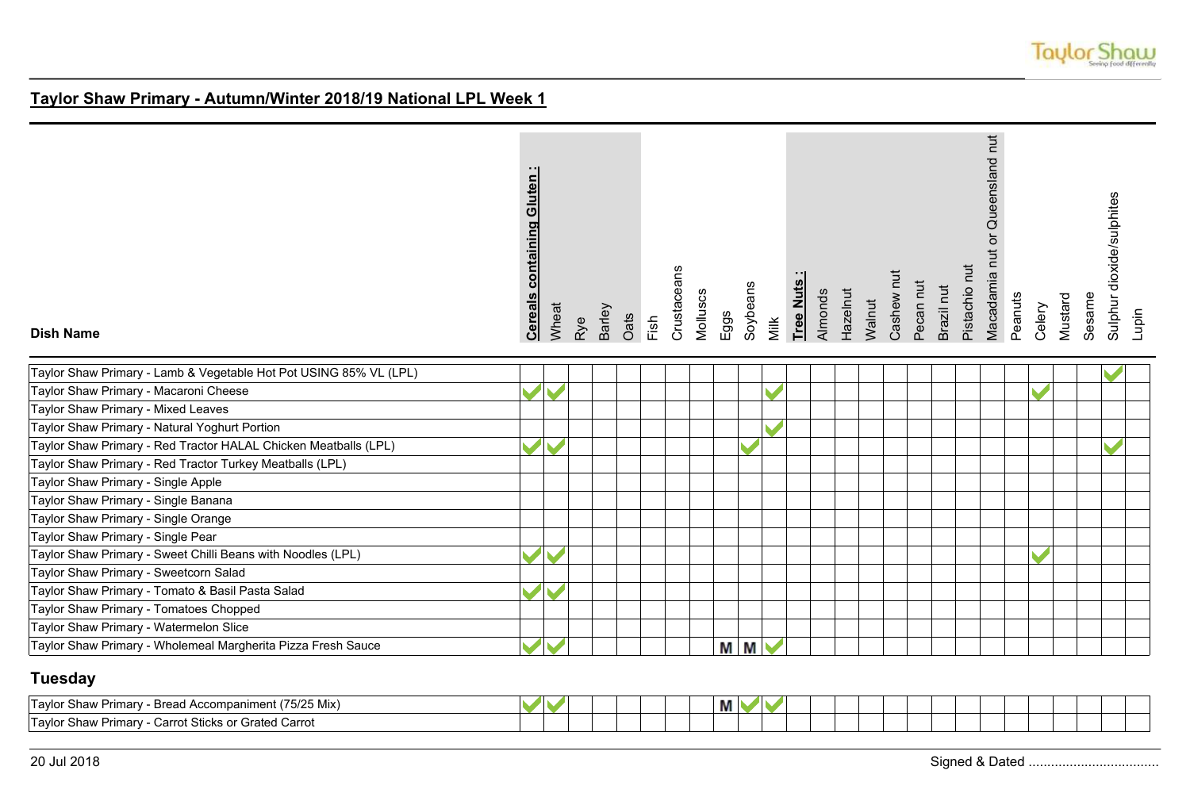## Taylor Shaw Primary - Autumn/Winter 2018/19 National LPL Week 1

| Dish Name | Cereals containing Gluten : | Wheat | Rye | Barley | Oats | Fish | Crustaceans | Molluscs | Eggs | Soybeans | Milk | Tree Nuts : | Almonds | Hazelnut | Walnut | Cashew nut | Pecan nut | Brazil nut | Pistachio nut | Macadamia nut or Queensland nut | Peanuts | Celery | Mustard | Sesame | Sulphur dioxide/sulphites | Lupin |
|---|---|---|---|---|---|---|---|---|---|---|---|---|---|---|---|---|---|---|---|---|---|---|---|---|---|---|
| Taylor Shaw Primary - Lamb & Vegetable Hot Pot USING 85% VL (LPL) | | | | | | | | | | | | | | | | | | | | | | | | | ✔ | |
| Taylor Shaw Primary - Macaroni Cheese | ✔ | ✔ | | | | | | | | | ✔ | | | | | | | | | | | ✔ | | | | |
| Taylor Shaw Primary - Mixed Leaves | | | | | | | | | | | | | | | | | | | | | | | | | | |
| Taylor Shaw Primary - Natural Yoghurt Portion | | | | | | | | | | | ✔ | | | | | | | | | | | | | | | |
| Taylor Shaw Primary - Red Tractor HALAL Chicken Meatballs (LPL) | ✔ | ✔ | | | | | | | | ✔ | | | | | | | | | | | | | | | ✔ | |
| Taylor Shaw Primary - Red Tractor Turkey Meatballs (LPL) | | | | | | | | | | | | | | | | | | | | | | | | | | |
| Taylor Shaw Primary - Single Apple | | | | | | | | | | | | | | | | | | | | | | | | | | |
| Taylor Shaw Primary - Single Banana | | | | | | | | | | | | | | | | | | | | | | | | | | |
| Taylor Shaw Primary - Single Orange | | | | | | | | | | | | | | | | | | | | | | | | | | |
| Taylor Shaw Primary - Single Pear | | | | | | | | | | | | | | | | | | | | | | | | | | |
| Taylor Shaw Primary - Sweet Chilli Beans with Noodles (LPL) | ✔ | ✔ | | | | | | | | | | | | | | | | | | | | ✔ | | | | |
| Taylor Shaw Primary - Sweetcorn Salad | | | | | | | | | | | | | | | | | | | | | | | | | | |
| Taylor Shaw Primary - Tomato & Basil Pasta Salad | ✔ | ✔ | | | | | | | | | | | | | | | | | | | | | | | | |
| Taylor Shaw Primary - Tomatoes Chopped | | | | | | | | | | | | | | | | | | | | | | | | | | |
| Taylor Shaw Primary - Watermelon Slice | | | | | | | | | | | | | | | | | | | | | | | | | | |
| Taylor Shaw Primary - Wholemeal Margherita Pizza Fresh Sauce | ✔ | ✔ | | | | | | | M | M | ✔ | | | | | | | | | | | | | | | |

## Tuesday

| Dish Name | Cereals containing Gluten : | Wheat | Rye | Barley | Oats | Fish | Crustaceans | Molluscs | Eggs | Soybeans | Milk | Tree Nuts : | Almonds | Hazelnut | Walnut | Cashew nut | Pecan nut | Brazil nut | Pistachio nut | Macadamia nut or Queensland nut | Peanuts | Celery | Mustard | Sesame | Sulphur dioxide/sulphites | Lupin |
|---|---|---|---|---|---|---|---|---|---|---|---|---|---|---|---|---|---|---|---|---|---|---|---|---|---|---|
| Taylor Shaw Primary - Bread Accompaniment (75/25 Mix) | ✔ | ✔ | | | | | | | M | ✔ | ✔ | | | | | | | | | | | | | | | |
| Taylor Shaw Primary - Carrot Sticks or Grated Carrot | | | | | | | | | | | | | | | | | | | | | | | | | | |

20 Jul 2018

Signed & Dated ...................................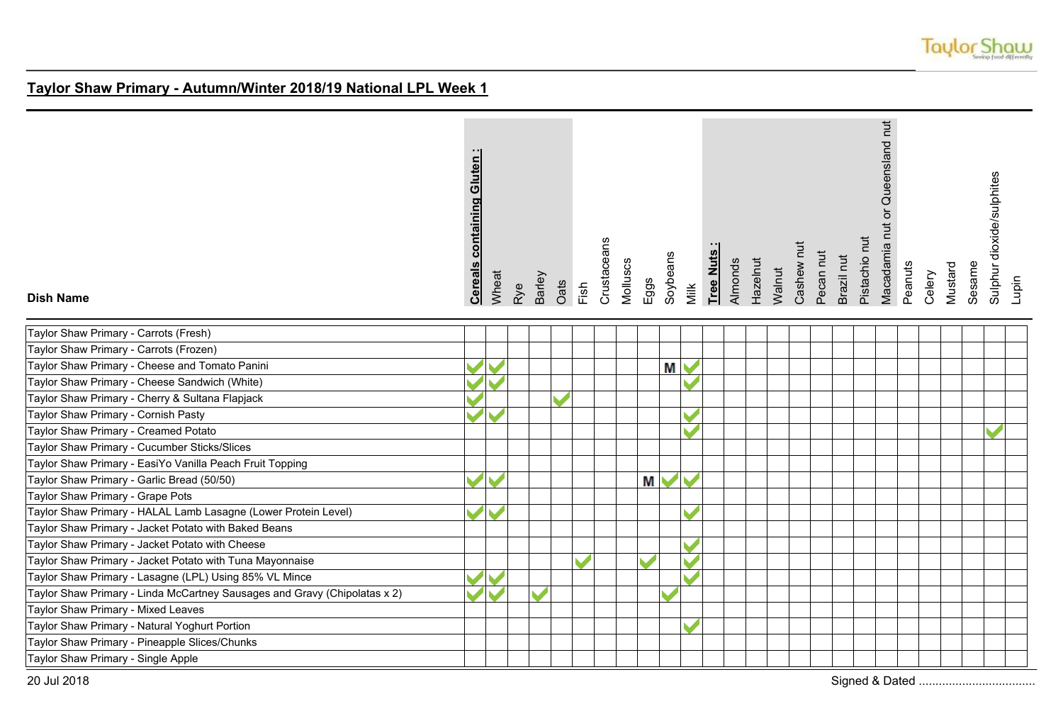## Taylor Shaw Primary - Autumn/Winter 2018/19 National LPL Week 1

| Dish Name | **Cereals containing Gluten :** | Wheat | Rye | Barley | Oats | Fish | Crustaceans | Molluscs | Eggs | Soybeans | Milk | **Tree Nuts :** | Almonds | Hazelnut | Walnut | Cashew nut | Pecan nut | Brazil nut | Pistachio nut | Macadamia nut or Queensland nut | Peanuts | Celery | Mustard | Sesame | Sulphur dioxide/sulphites | Lupin |
|---|---|---|---|---|---|---|---|---|---|---|---|---|---|---|---|---|---|---|---|---|---|---|---|---|---|---|
| Taylor Shaw Primary - Carrots (Fresh) | | | | | | | | | | | | | | | | | | | | | | | | | | |
| Taylor Shaw Primary - Carrots (Frozen) | | | | | | | | | | | | | | | | | | | | | | | | | | |
| Taylor Shaw Primary - Cheese and Tomato Panini | ✓ | ✓ | | | | | | | | M | ✓ | | | | | | | | | | | | | | | |
| Taylor Shaw Primary - Cheese Sandwich (White) | ✓ | ✓ | | | | | | | | | ✓ | | | | | | | | | | | | | | | |
| Taylor Shaw Primary - Cherry & Sultana Flapjack | ✓ | | | | ✓ | | | | | | | | | | | | | | | | | | | | | |
| Taylor Shaw Primary - Cornish Pasty | ✓ | ✓ | | | | | | | | | ✓ | | | | | | | | | | | | | | | |
| Taylor Shaw Primary - Creamed Potato | | | | | | | | | | | ✓ | | | | | | | | | | | | | | ✓ | |
| Taylor Shaw Primary - Cucumber Sticks/Slices | | | | | | | | | | | | | | | | | | | | | | | | | | |
| Taylor Shaw Primary - EasiYo Vanilla Peach Fruit Topping | | | | | | | | | | | | | | | | | | | | | | | | | | |
| Taylor Shaw Primary - Garlic Bread (50/50) | ✓ | ✓ | | | | | | | M | ✓ | ✓ | | | | | | | | | | | | | | | |
| Taylor Shaw Primary - Grape Pots | | | | | | | | | | | | | | | | | | | | | | | | | | |
| Taylor Shaw Primary - HALAL Lamb Lasagne (Lower Protein Level) | ✓ | ✓ | | | | | | | | | ✓ | | | | | | | | | | | | | | | |
| Taylor Shaw Primary - Jacket Potato with Baked Beans | | | | | | | | | | | | | | | | | | | | | | | | | | |
| Taylor Shaw Primary - Jacket Potato with Cheese | | | | | | | | | | | ✓ | | | | | | | | | | | | | | | |
| Taylor Shaw Primary - Jacket Potato with Tuna Mayonnaise | | | | | | ✓ | | | ✓ | | ✓ | | | | | | | | | | | | | | | |
| Taylor Shaw Primary - Lasagne (LPL) Using 85% VL Mince | ✓ | ✓ | | | | | | | | | ✓ | | | | | | | | | | | | | | | |
| Taylor Shaw Primary - Linda McCartney Sausages and Gravy (Chipolatas x 2) | ✓ | ✓ | | ✓ | | | | | | ✓ | | | | | | | | | | | | | | | | |
| Taylor Shaw Primary - Mixed Leaves | | | | | | | | | | | | | | | | | | | | | | | | | | |
| Taylor Shaw Primary - Natural Yoghurt Portion | | | | | | | | | | | ✓ | | | | | | | | | | | | | | | |
| Taylor Shaw Primary - Pineapple Slices/Chunks | | | | | | | | | | | | | | | | | | | | | | | | | | |
| Taylor Shaw Primary - Single Apple | | | | | | | | | | | | | | | | | | | | | | | | | | |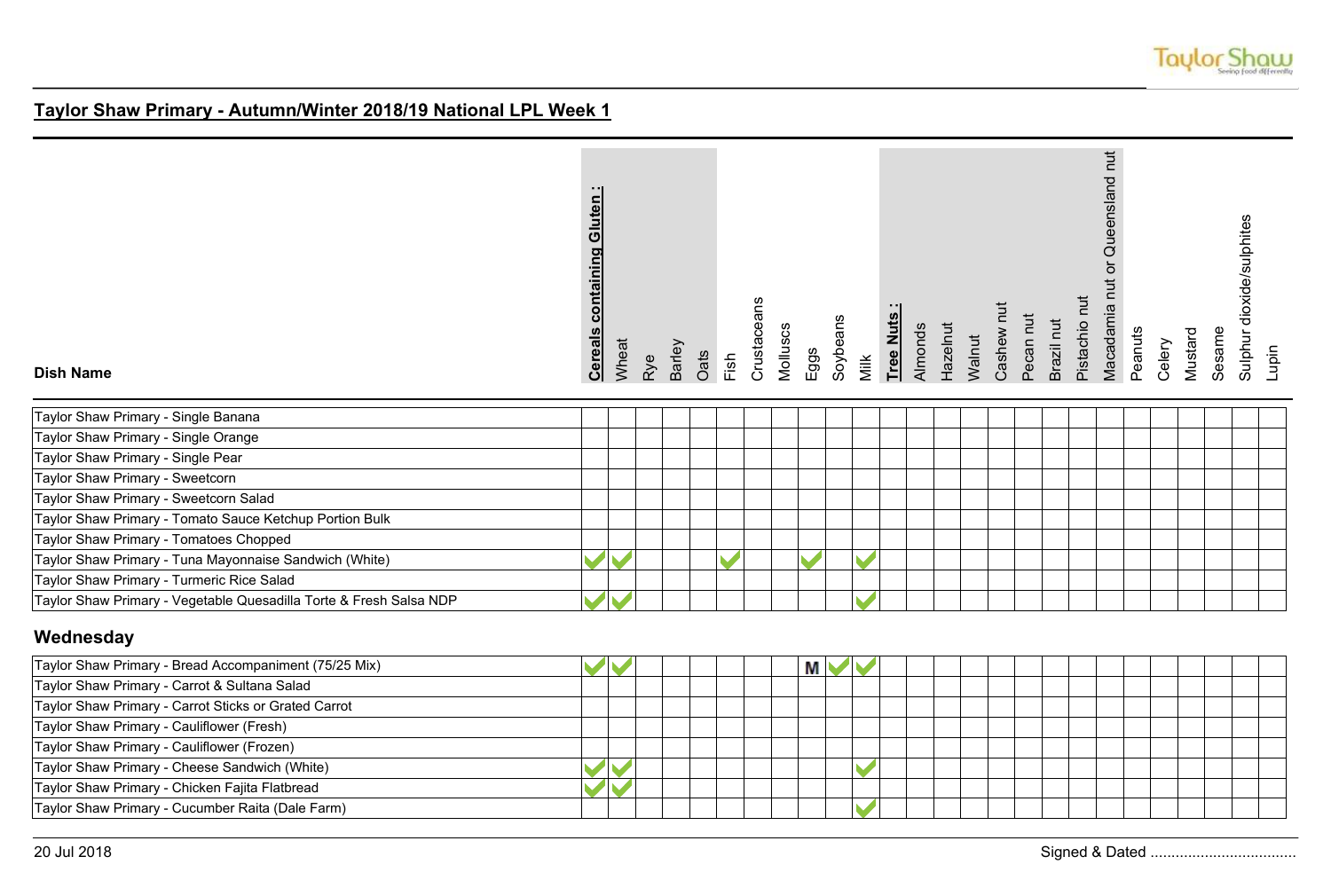## Taylor Shaw Primary - Autumn/Winter 2018/19 National LPL Week 1

| Dish Name | Cereals containing Gluten : | Wheat | Rye | Barley | Oats | Fish | Crustaceans | Molluscs | Eggs | Soybeans | Milk | Tree Nuts : | Almonds | Hazelnut | Walnut | Cashew nut | Pecan nut | Brazil nut | Pistachio nut | Macadamia nut or Queensland nut | Peanuts | Celery | Mustard | Sesame | Sulphur dioxide/sulphites | Lupin |
|---|---|---|---|---|---|---|---|---|---|---|---|---|---|---|---|---|---|---|---|---|---|---|---|---|---|---|
| Taylor Shaw Primary - Single Banana | | | | | | | | | | | | | | | | | | | | | | | | | | |
| Taylor Shaw Primary - Single Orange | | | | | | | | | | | | | | | | | | | | | | | | | | |
| Taylor Shaw Primary - Single Pear | | | | | | | | | | | | | | | | | | | | | | | | | | |
| Taylor Shaw Primary - Sweetcorn | | | | | | | | | | | | | | | | | | | | | | | | | | |
| Taylor Shaw Primary - Sweetcorn Salad | | | | | | | | | | | | | | | | | | | | | | | | | | |
| Taylor Shaw Primary - Tomato Sauce Ketchup Portion Bulk | | | | | | | | | | | | | | | | | | | | | | | | | | |
| Taylor Shaw Primary - Tomatoes Chopped | | | | | | | | | | | | | | | | | | | | | | | | | | |
| Taylor Shaw Primary - Tuna Mayonnaise Sandwich (White) | ✓ | ✓ | | | | ✓ | | | ✓ | | ✓ | | | | | | | | | | | | | | | |
| Taylor Shaw Primary - Turmeric Rice Salad | | | | | | | | | | | | | | | | | | | | | | | | | | |
| Taylor Shaw Primary - Vegetable Quesadilla Torte & Fresh Salsa NDP | ✓ | ✓ | | | | | | | | | ✓ | | | | | | | | | | | | | | | |

## Wednesday

| Dish Name | Cereals containing Gluten : | Wheat | Rye | Barley | Oats | Fish | Crustaceans | Molluscs | Eggs | Soybeans | Milk | Tree Nuts : | Almonds | Hazelnut | Walnut | Cashew nut | Pecan nut | Brazil nut | Pistachio nut | Macadamia nut or Queensland nut | Peanuts | Celery | Mustard | Sesame | Sulphur dioxide/sulphites | Lupin |
|---|---|---|---|---|---|---|---|---|---|---|---|---|---|---|---|---|---|---|---|---|---|---|---|---|---|---|
| Taylor Shaw Primary - Bread Accompaniment (75/25 Mix) | ✓ | ✓ | | | | | | | M | ✓ | ✓ | | | | | | | | | | | | | | | |
| Taylor Shaw Primary - Carrot & Sultana Salad | | | | | | | | | | | | | | | | | | | | | | | | | | |
| Taylor Shaw Primary - Carrot Sticks or Grated Carrot | | | | | | | | | | | | | | | | | | | | | | | | | | |
| Taylor Shaw Primary - Cauliflower (Fresh) | | | | | | | | | | | | | | | | | | | | | | | | | | |
| Taylor Shaw Primary - Cauliflower (Frozen) | | | | | | | | | | | | | | | | | | | | | | | | | | |
| Taylor Shaw Primary - Cheese Sandwich (White) | ✓ | ✓ | | | | | | | | | ✓ | | | | | | | | | | | | | | | |
| Taylor Shaw Primary - Chicken Fajita Flatbread | ✓ | ✓ | | | | | | | | | | | | | | | | | | | | | | | | |
| Taylor Shaw Primary - Cucumber Raita (Dale Farm) | | | | | | | | | | | ✓ | | | | | | | | | | | | | | | |

20 Jul 2018

Signed & Dated ...................................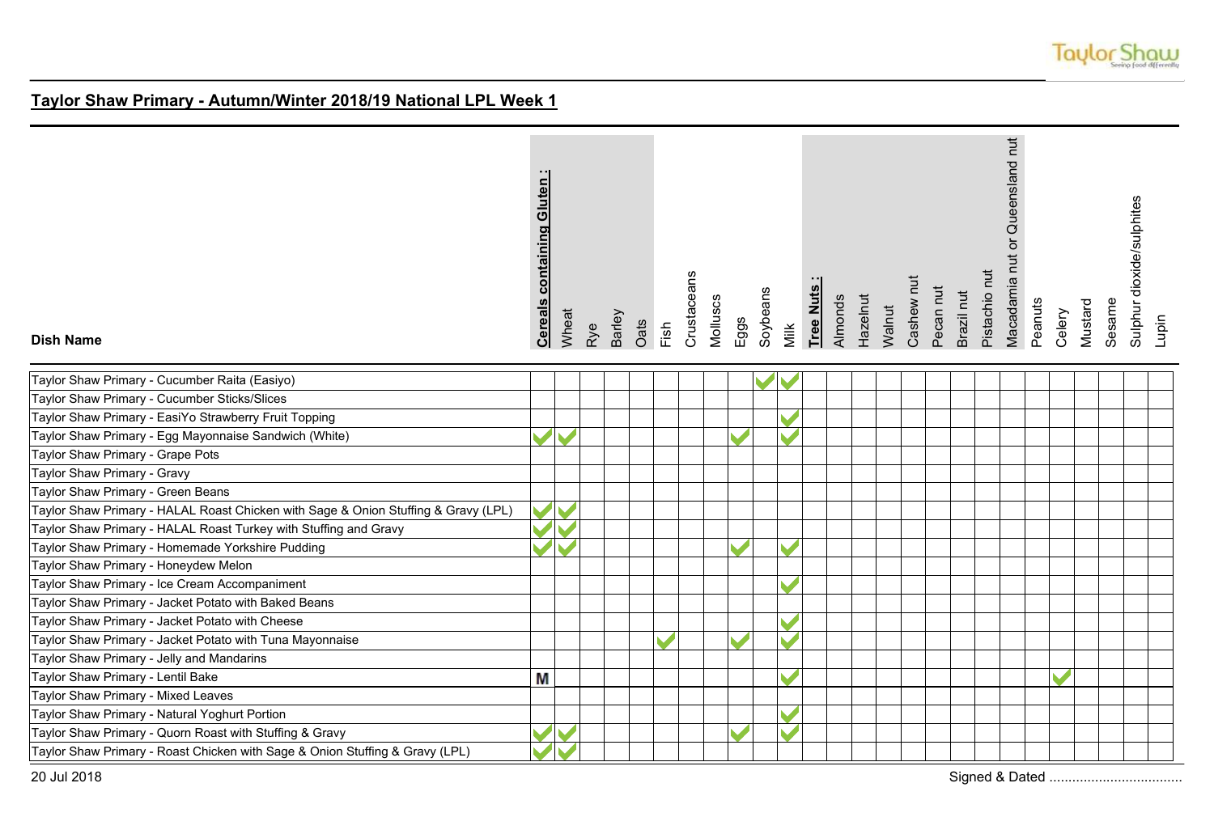## Taylor Shaw Primary - Autumn/Winter 2018/19 National LPL Week 1

| Dish Name | **Cereals containing Gluten :** | Wheat | Rye | Barley | Oats | Fish | Crustaceans | Molluscs | Eggs | Soybeans | Milk | **Tree Nuts :** | Almonds | Hazelnut | Walnut | Cashew nut | Pecan nut | Brazil nut | Pistachio nut | Macadamia nut or Queensland nut | Peanuts | Celery | Mustard | Sesame | Sulphur dioxide/sulphites | Lupin |
|---|---|---|---|---|---|---|---|---|---|---|---|---|---|---|---|---|---|---|---|---|---|---|---|---|---|---|
| Taylor Shaw Primary - Cucumber Raita (Easiyo) | | | | | | | | | | ✔ | ✔ | | | | | | | | | | | | | | | |
| Taylor Shaw Primary - Cucumber Sticks/Slices | | | | | | | | | | | | | | | | | | | | | | | | | | |
| Taylor Shaw Primary - EasiYo Strawberry Fruit Topping | | | | | | | | | | | ✔ | | | | | | | | | | | | | | | |
| Taylor Shaw Primary - Egg Mayonnaise Sandwich (White) | ✔ | ✔ | | | | | | | ✔ | | ✔ | | | | | | | | | | | | | | | |
| Taylor Shaw Primary - Grape Pots | | | | | | | | | | | | | | | | | | | | | | | | | | |
| Taylor Shaw Primary - Gravy | | | | | | | | | | | | | | | | | | | | | | | | | | |
| Taylor Shaw Primary - Green Beans | | | | | | | | | | | | | | | | | | | | | | | | | | |
| Taylor Shaw Primary - HALAL Roast Chicken with Sage & Onion Stuffing & Gravy (LPL) | ✔ | ✔ | | | | | | | | | | | | | | | | | | | | | | | | |
| Taylor Shaw Primary - HALAL Roast Turkey with Stuffing and Gravy | ✔ | ✔ | | | | | | | | | | | | | | | | | | | | | | | | |
| Taylor Shaw Primary - Homemade Yorkshire Pudding | ✔ | ✔ | | | | | | | ✔ | | ✔ | | | | | | | | | | | | | | | |
| Taylor Shaw Primary - Honeydew Melon | | | | | | | | | | | | | | | | | | | | | | | | | | |
| Taylor Shaw Primary - Ice Cream Accompaniment | | | | | | | | | | | ✔ | | | | | | | | | | | | | | | |
| Taylor Shaw Primary - Jacket Potato with Baked Beans | | | | | | | | | | | | | | | | | | | | | | | | | | |
| Taylor Shaw Primary - Jacket Potato with Cheese | | | | | | | | | | | ✔ | | | | | | | | | | | | | | | |
| Taylor Shaw Primary - Jacket Potato with Tuna Mayonnaise | | | | | | ✔ | | | ✔ | | ✔ | | | | | | | | | | | | | | | |
| Taylor Shaw Primary - Jelly and Mandarins | | | | | | | | | | | | | | | | | | | | | | | | | | |
| Taylor Shaw Primary - Lentil Bake | M | | | | | | | | | | ✔ | | | | | | | | | | | ✔ | | | | |
| Taylor Shaw Primary - Mixed Leaves | | | | | | | | | | | | | | | | | | | | | | | | | | |
| Taylor Shaw Primary - Natural Yoghurt Portion | | | | | | | | | | | ✔ | | | | | | | | | | | | | | | |
| Taylor Shaw Primary - Quorn Roast with Stuffing & Gravy | ✔ | ✔ | | | | | | | ✔ | | ✔ | | | | | | | | | | | | | | | |
| Taylor Shaw Primary - Roast Chicken with Sage & Onion Stuffing & Gravy (LPL) | ✔ | ✔ | | | | | | | | | | | | | | | | | | | | | | | | |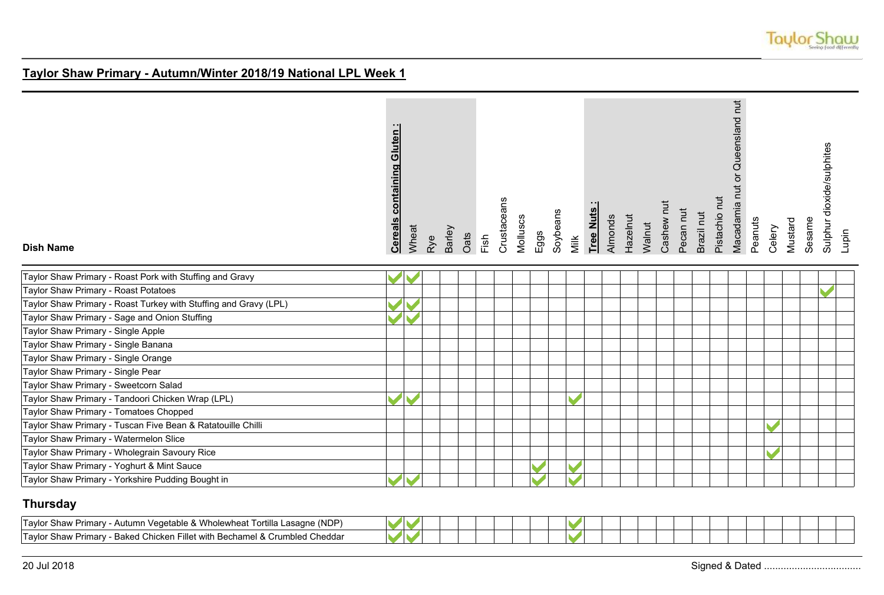## Taylor Shaw Primary - Autumn/Winter 2018/19 National LPL Week 1

| Dish Name | Cereals containing Gluten : | Wheat | Rye | Barley | Oats | Fish | Crustaceans | Molluscs | Eggs | Soybeans | Milk | Tree Nuts : | Almonds | Hazelnut | Walnut | Cashew nut | Pecan nut | Brazil nut | Pistachio nut | Macadamia nut or Queensland nut | Peanuts | Celery | Mustard | Sesame | Sulphur dioxide/sulphites | Lupin |
|---|---|---|---|---|---|---|---|---|---|---|---|---|---|---|---|---|---|---|---|---|---|---|---|---|---|---|
| Taylor Shaw Primary - Roast Pork with Stuffing and Gravy | ✓ | ✓ | | | | | | | | | | | | | | | | | | | | | | | | |
| Taylor Shaw Primary - Roast Potatoes | | | | | | | | | | | | | | | | | | | | | | | | | ✓ | |
| Taylor Shaw Primary - Roast Turkey with Stuffing and Gravy (LPL) | ✓ | ✓ | | | | | | | | | | | | | | | | | | | | | | | | |
| Taylor Shaw Primary - Sage and Onion Stuffing | ✓ | ✓ | | | | | | | | | | | | | | | | | | | | | | | | |
| Taylor Shaw Primary - Single Apple | | | | | | | | | | | | | | | | | | | | | | | | | | |
| Taylor Shaw Primary - Single Banana | | | | | | | | | | | | | | | | | | | | | | | | | | |
| Taylor Shaw Primary - Single Orange | | | | | | | | | | | | | | | | | | | | | | | | | | |
| Taylor Shaw Primary - Single Pear | | | | | | | | | | | | | | | | | | | | | | | | | | |
| Taylor Shaw Primary - Sweetcorn Salad | | | | | | | | | | | | | | | | | | | | | | | | | | |
| Taylor Shaw Primary - Tandoori Chicken Wrap (LPL) | ✓ | ✓ | | | | | | | | | ✓ | | | | | | | | | | | | | | | |
| Taylor Shaw Primary - Tomatoes Chopped | | | | | | | | | | | | | | | | | | | | | | | | | | |
| Taylor Shaw Primary - Tuscan Five Bean & Ratatouille Chilli | | | | | | | | | | | | | | | | | | | | | | ✓ | | | | |
| Taylor Shaw Primary - Watermelon Slice | | | | | | | | | | | | | | | | | | | | | | | | | | |
| Taylor Shaw Primary - Wholegrain Savoury Rice | | | | | | | | | | | | | | | | | | | | | | ✓ | | | | |
| Taylor Shaw Primary - Yoghurt & Mint Sauce | | | | | | | | | ✓ | | ✓ | | | | | | | | | | | | | | | |
| Taylor Shaw Primary - Yorkshire Pudding Bought in | ✓ | ✓ | | | | | | | ✓ | | ✓ | | | | | | | | | | | | | | | |

### Thursday

| Dish Name | Cereals containing Gluten : | Wheat | Rye | Barley | Oats | Fish | Crustaceans | Molluscs | Eggs | Soybeans | Milk | Tree Nuts : | Almonds | Hazelnut | Walnut | Cashew nut | Pecan nut | Brazil nut | Pistachio nut | Macadamia nut or Queensland nut | Peanuts | Celery | Mustard | Sesame | Sulphur dioxide/sulphites | Lupin |
|---|---|---|---|---|---|---|---|---|---|---|---|---|---|---|---|---|---|---|---|---|---|---|---|---|---|---|
| Taylor Shaw Primary - Autumn Vegetable & Wholewheat Tortilla Lasagne (NDP) | ✓ | ✓ | | | | | | | | | ✓ | | | | | | | | | | | | | | | |
| Taylor Shaw Primary - Baked Chicken Fillet with Bechamel & Crumbled Cheddar | ✓ | ✓ | | | | | | | | | ✓ | | | | | | | | | | | | | | | |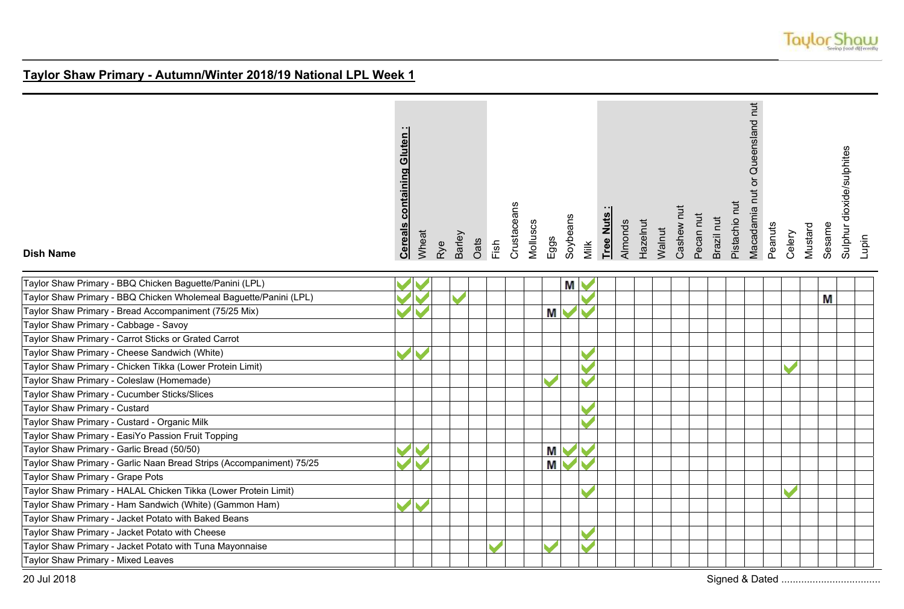## Taylor Shaw Primary - Autumn/Winter 2018/19 National LPL Week 1

| Dish Name | Cereals containing Gluten : | Wheat | Rye | Barley | Oats | Fish | Crustaceans | Molluscs | Eggs | Soybeans | Milk | Tree Nuts : | Almonds | Hazelnut | Walnut | Cashew nut | Pecan nut | Brazil nut | Pistachio nut | Macadamia nut or Queensland nut | Peanuts | Celery | Mustard | Sesame | Sulphur dioxide/sulphites | Lupin |
|---|---|---|---|---|---|---|---|---|---|---|---|---|---|---|---|---|---|---|---|---|---|---|---|---|---|---|
| Taylor Shaw Primary - BBQ Chicken Baguette/Panini (LPL) | ✓ | ✓ | | | | | | | | M | ✓ | | | | | | | | | | | | | | | |
| Taylor Shaw Primary - BBQ Chicken Wholemeal Baguette/Panini (LPL) | ✓ | ✓ | | ✓ | | | | | | | ✓ | | | | | | | | | | | | | M | | |
| Taylor Shaw Primary - Bread Accompaniment (75/25 Mix) | ✓ | ✓ | | | | | | | M | ✓ | ✓ | | | | | | | | | | | | | | | |
| Taylor Shaw Primary - Cabbage - Savoy | | | | | | | | | | | | | | | | | | | | | | | | | | |
| Taylor Shaw Primary - Carrot Sticks or Grated Carrot | | | | | | | | | | | | | | | | | | | | | | | | | | |
| Taylor Shaw Primary - Cheese Sandwich (White) | ✓ | ✓ | | | | | | | | | ✓ | | | | | | | | | | | | | | | |
| Taylor Shaw Primary - Chicken Tikka (Lower Protein Limit) | | | | | | | | | | | ✓ | | | | | | | | | | | ✓ | | | | |
| Taylor Shaw Primary - Coleslaw (Homemade) | | | | | | | | | ✓ | | ✓ | | | | | | | | | | | | | | | |
| Taylor Shaw Primary - Cucumber Sticks/Slices | | | | | | | | | | | | | | | | | | | | | | | | | | |
| Taylor Shaw Primary - Custard | | | | | | | | | | | ✓ | | | | | | | | | | | | | | | |
| Taylor Shaw Primary - Custard - Organic Milk | | | | | | | | | | | ✓ | | | | | | | | | | | | | | | |
| Taylor Shaw Primary - EasiYo Passion Fruit Topping | | | | | | | | | | | | | | | | | | | | | | | | | | |
| Taylor Shaw Primary - Garlic Bread (50/50) | ✓ | ✓ | | | | | | | M | ✓ | ✓ | | | | | | | | | | | | | | | |
| Taylor Shaw Primary - Garlic Naan Bread Strips (Accompaniment) 75/25 | ✓ | ✓ | | | | | | | M | ✓ | ✓ | | | | | | | | | | | | | | | |
| Taylor Shaw Primary - Grape Pots | | | | | | | | | | | | | | | | | | | | | | | | | | |
| Taylor Shaw Primary - HALAL Chicken Tikka (Lower Protein Limit) | | | | | | | | | | | ✓ | | | | | | | | | | | ✓ | | | | |
| Taylor Shaw Primary - Ham Sandwich (White) (Gammon Ham) | ✓ | ✓ | | | | | | | | | | | | | | | | | | | | | | | | |
| Taylor Shaw Primary - Jacket Potato with Baked Beans | | | | | | | | | | | | | | | | | | | | | | | | | | |
| Taylor Shaw Primary - Jacket Potato with Cheese | | | | | | | | | | | ✓ | | | | | | | | | | | | | | | |
| Taylor Shaw Primary - Jacket Potato with Tuna Mayonnaise | | | | | | ✓ | | | ✓ | | ✓ | | | | | | | | | | | | | | | |
| Taylor Shaw Primary - Mixed Leaves | | | | | | | | | | | | | | | | | | | | | | | | | | |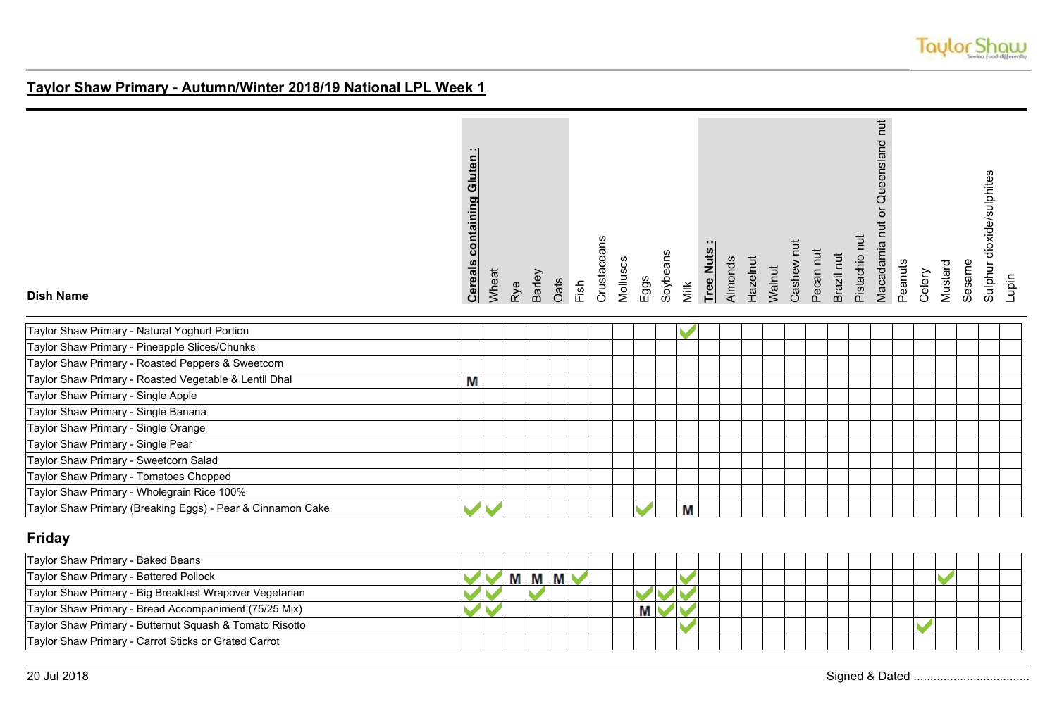## Taylor Shaw Primary - Autumn/Winter 2018/19 National LPL Week 1

| Dish Name | Cereals containing Gluten : | Wheat | Rye | Barley | Oats | Fish | Crustaceans | Molluscs | Eggs | Soybeans | Milk | Tree Nuts : | Almonds | Hazelnut | Walnut | Cashew nut | Pecan nut | Brazil nut | Pistachio nut | Macadamia nut or Queensland nut | Peanuts | Celery | Mustard | Sesame | Sulphur dioxide/sulphites | Lupin |
|---|---|---|---|---|---|---|---|---|---|---|---|---|---|---|---|---|---|---|---|---|---|---|---|---|---|---|
| Taylor Shaw Primary - Natural Yoghurt Portion | | | | | | | | | | | ✓ | | | | | | | | | | | | | | | |
| Taylor Shaw Primary - Pineapple Slices/Chunks | | | | | | | | | | | | | | | | | | | | | | | | | | |
| Taylor Shaw Primary - Roasted Peppers & Sweetcorn | | | | | | | | | | | | | | | | | | | | | | | | | | |
| Taylor Shaw Primary - Roasted Vegetable & Lentil Dhal | M | | | | | | | | | | | | | | | | | | | | | | | | | |
| Taylor Shaw Primary - Single Apple | | | | | | | | | | | | | | | | | | | | | | | | | | |
| Taylor Shaw Primary - Single Banana | | | | | | | | | | | | | | | | | | | | | | | | | | |
| Taylor Shaw Primary - Single Orange | | | | | | | | | | | | | | | | | | | | | | | | | | |
| Taylor Shaw Primary - Single Pear | | | | | | | | | | | | | | | | | | | | | | | | | | |
| Taylor Shaw Primary - Sweetcorn Salad | | | | | | | | | | | | | | | | | | | | | | | | | | |
| Taylor Shaw Primary - Tomatoes Chopped | | | | | | | | | | | | | | | | | | | | | | | | | | |
| Taylor Shaw Primary - Wholegrain Rice 100% | | | | | | | | | | | | | | | | | | | | | | | | | | |
| Taylor Shaw Primary (Breaking Eggs) - Pear & Cinnamon Cake | ✓ | ✓ | | | | | | | ✓ | | M | | | | | | | | | | | | | | | |

## Friday

| Dish Name | Cereals containing Gluten : | Wheat | Rye | Barley | Oats | Fish | Crustaceans | Molluscs | Eggs | Soybeans | Milk | Tree Nuts : | Almonds | Hazelnut | Walnut | Cashew nut | Pecan nut | Brazil nut | Pistachio nut | Macadamia nut or Queensland nut | Peanuts | Celery | Mustard | Sesame | Sulphur dioxide/sulphites | Lupin |
|---|---|---|---|---|---|---|---|---|---|---|---|---|---|---|---|---|---|---|---|---|---|---|---|---|---|---|
| Taylor Shaw Primary - Baked Beans | | | | | | | | | | | | | | | | | | | | | | | | | | |
| Taylor Shaw Primary - Battered Pollock | ✓ | ✓ | M | M | M | ✓ | | | | | ✓ | | | | | | | | | | | | ✓ | | | |
| Taylor Shaw Primary - Big Breakfast Wrapover Vegetarian | ✓ | ✓ | | ✓ | | | | | ✓ | ✓ | ✓ | | | | | | | | | | | | | | | |
| Taylor Shaw Primary - Bread Accompaniment (75/25 Mix) | ✓ | ✓ | | | | | | | M | ✓ | ✓ | | | | | | | | | | | | | | | |
| Taylor Shaw Primary - Butternut Squash & Tomato Risotto | | | | | | | | | | | ✓ | | | | | | | | | | | ✓ | | | | |
| Taylor Shaw Primary - Carrot Sticks or Grated Carrot | | | | | | | | | | | | | | | | | | | | | | | | | | |

20 Jul 2018

Signed & Dated ...................................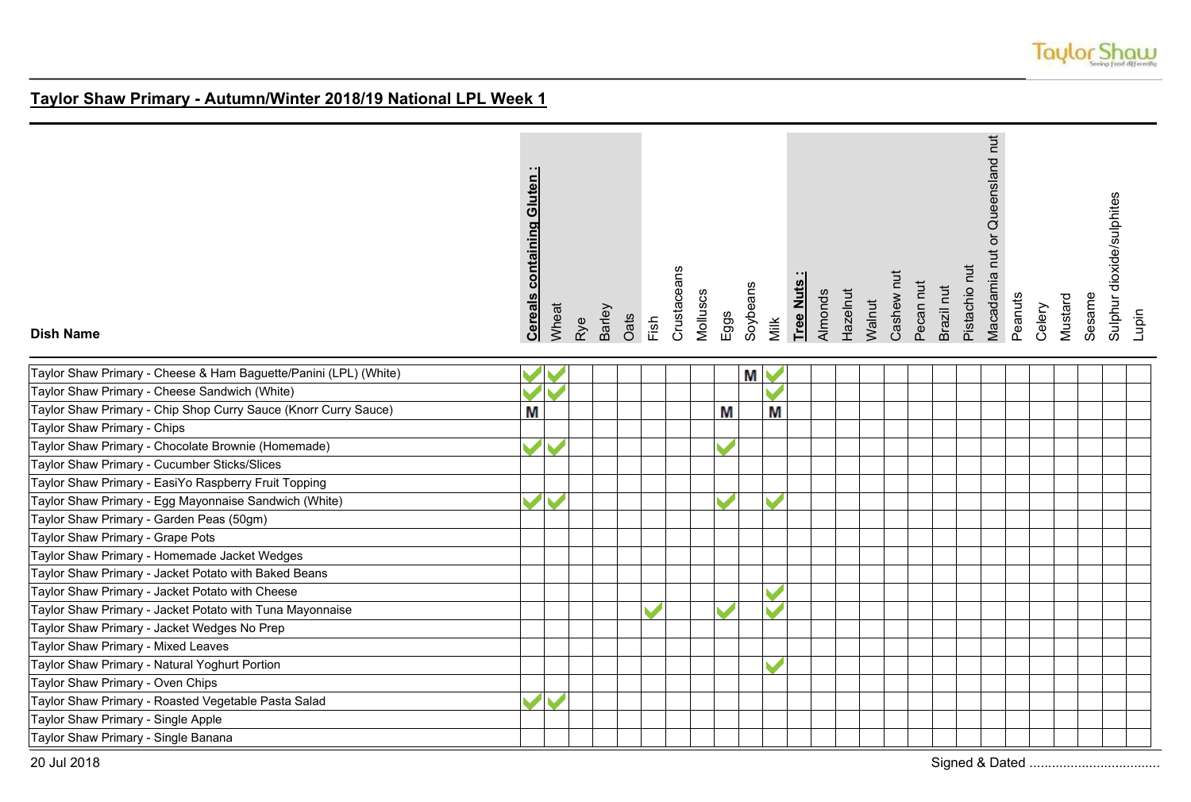## Taylor Shaw Primary - Autumn/Winter 2018/19 National LPL Week 1

| Dish Name | Cereals containing Gluten : | Wheat | Rye | Barley | Oats | Fish | Crustaceans | Molluscs | Eggs | Soybeans | Milk | Tree Nuts : | Almonds | Hazelnut | Walnut | Cashew nut | Pecan nut | Brazil nut | Pistachio nut | Macadamia nut or Queensland nut | Peanuts | Celery | Mustard | Sesame | Sulphur dioxide/sulphites | Lupin |
|---|---|---|---|---|---|---|---|---|---|---|---|---|---|---|---|---|---|---|---|---|---|---|---|---|---|---|
| Taylor Shaw Primary - Cheese & Ham Baguette/Panini (LPL) (White) | ✓ | ✓ | | | | | | | | M | ✓ | | | | | | | | | | | | | | | |
| Taylor Shaw Primary - Cheese Sandwich (White) | ✓ | ✓ | | | | | | | | | ✓ | | | | | | | | | | | | | | | |
| Taylor Shaw Primary - Chip Shop Curry Sauce (Knorr Curry Sauce) | M | | | | | | | | M | | M | | | | | | | | | | | | | | | |
| Taylor Shaw Primary - Chips | | | | | | | | | | | | | | | | | | | | | | | | | | |
| Taylor Shaw Primary - Chocolate Brownie (Homemade) | ✓ | ✓ | | | | | | | ✓ | | | | | | | | | | | | | | | | | |
| Taylor Shaw Primary - Cucumber Sticks/Slices | | | | | | | | | | | | | | | | | | | | | | | | | | |
| Taylor Shaw Primary - EasiYo Raspberry Fruit Topping | | | | | | | | | | | | | | | | | | | | | | | | | | |
| Taylor Shaw Primary - Egg Mayonnaise Sandwich (White) | ✓ | ✓ | | | | | | | ✓ | | ✓ | | | | | | | | | | | | | | | |
| Taylor Shaw Primary - Garden Peas (50gm) | | | | | | | | | | | | | | | | | | | | | | | | | | |
| Taylor Shaw Primary - Grape Pots | | | | | | | | | | | | | | | | | | | | | | | | | | |
| Taylor Shaw Primary - Homemade Jacket Wedges | | | | | | | | | | | | | | | | | | | | | | | | | | |
| Taylor Shaw Primary - Jacket Potato with Baked Beans | | | | | | | | | | | | | | | | | | | | | | | | | | |
| Taylor Shaw Primary - Jacket Potato with Cheese | | | | | | | | | | | ✓ | | | | | | | | | | | | | | | |
| Taylor Shaw Primary - Jacket Potato with Tuna Mayonnaise | | | | | | ✓ | | | ✓ | | ✓ | | | | | | | | | | | | | | | |
| Taylor Shaw Primary - Jacket Wedges No Prep | | | | | | | | | | | | | | | | | | | | | | | | | | |
| Taylor Shaw Primary - Mixed Leaves | | | | | | | | | | | | | | | | | | | | | | | | | | |
| Taylor Shaw Primary - Natural Yoghurt Portion | | | | | | | | | | | ✓ | | | | | | | | | | | | | | | |
| Taylor Shaw Primary - Oven Chips | | | | | | | | | | | | | | | | | | | | | | | | | | |
| Taylor Shaw Primary - Roasted Vegetable Pasta Salad | ✓ | ✓ | | | | | | | | | | | | | | | | | | | | | | | | |
| Taylor Shaw Primary - Single Apple | | | | | | | | | | | | | | | | | | | | | | | | | | |
| Taylor Shaw Primary - Single Banana | | | | | | | | | | | | | | | | | | | | | | | | | | |

20 Jul 2018

Signed & Dated ...................................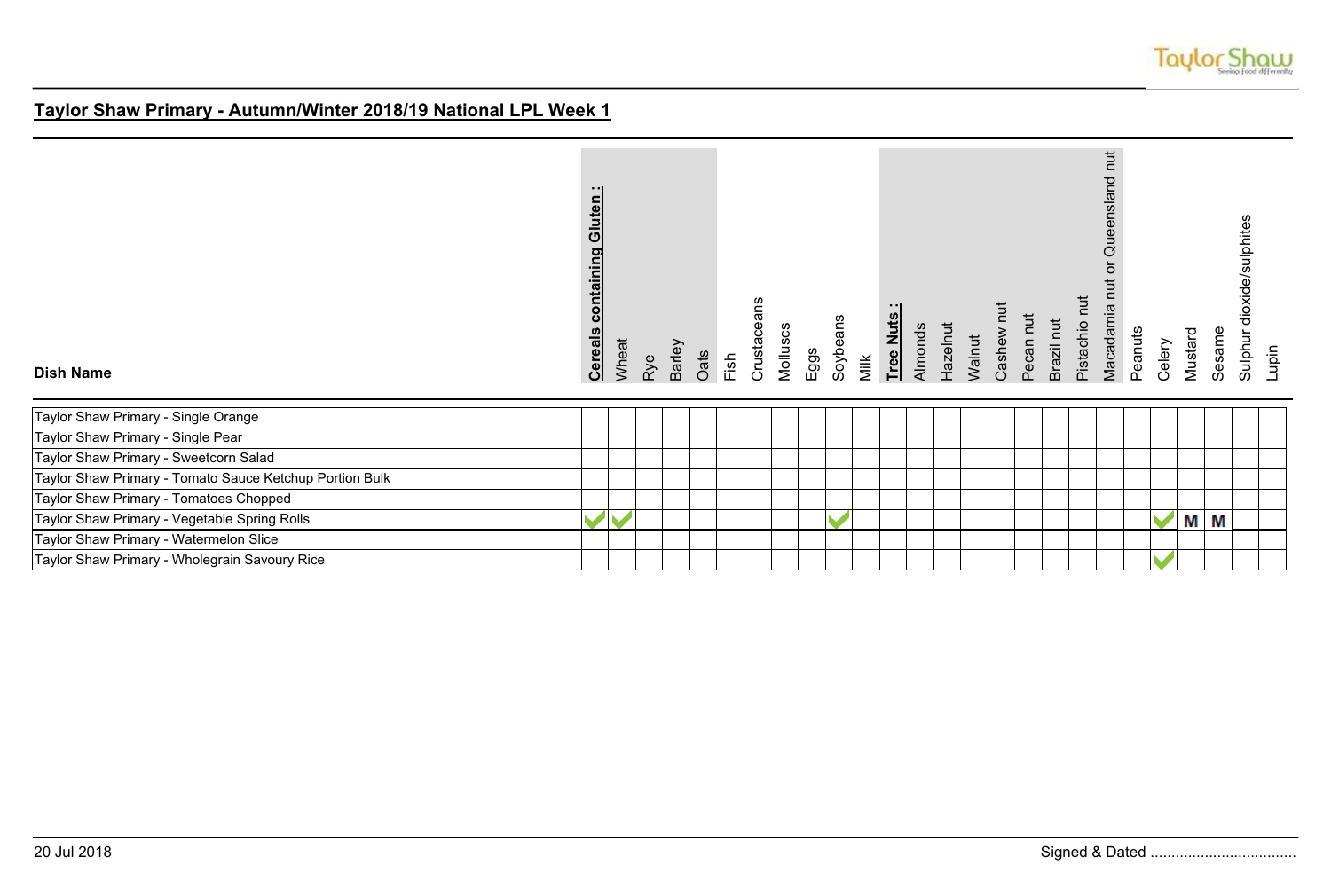## Taylor Shaw Primary - Autumn/Winter 2018/19 National LPL Week 1

| Dish Name | **Cereals containing Gluten :** | Wheat | Rye | Barley | Oats | Fish | Crustaceans | Molluscs | Eggs | Soybeans | Milk | **Tree Nuts :** | Almonds | Hazelnut | Walnut | Cashew nut | Pecan nut | Brazil nut | Pistachio nut | Macadamia nut or Queensland nut | Peanuts | Celery | Mustard | Sesame | Sulphur dioxide/sulphites | Lupin |
|---|---|---|---|---|---|---|---|---|---|---|---|---|---|---|---|---|---|---|---|---|---|---|---|---|---|---|
| Taylor Shaw Primary - Single Orange | | | | | | | | | | | | | | | | | | | | | | | | | | |
| Taylor Shaw Primary - Single Pear | | | | | | | | | | | | | | | | | | | | | | | | | | |
| Taylor Shaw Primary - Sweetcorn Salad | | | | | | | | | | | | | | | | | | | | | | | | | | |
| Taylor Shaw Primary - Tomato Sauce Ketchup Portion Bulk | | | | | | | | | | | | | | | | | | | | | | | | | | |
| Taylor Shaw Primary - Tomatoes Chopped | | | | | | | | | | | | | | | | | | | | | | | | | | |
| Taylor Shaw Primary - Vegetable Spring Rolls | ✓ | ✓ | | | | | | | | ✓ | | | | | | | | | | | | ✓ | M | M | | |
| Taylor Shaw Primary - Watermelon Slice | | | | | | | | | | | | | | | | | | | | | | | | | | |
| Taylor Shaw Primary - Wholegrain Savoury Rice | | | | | | | | | | | | | | | | | | | | | | ✓ | | | | |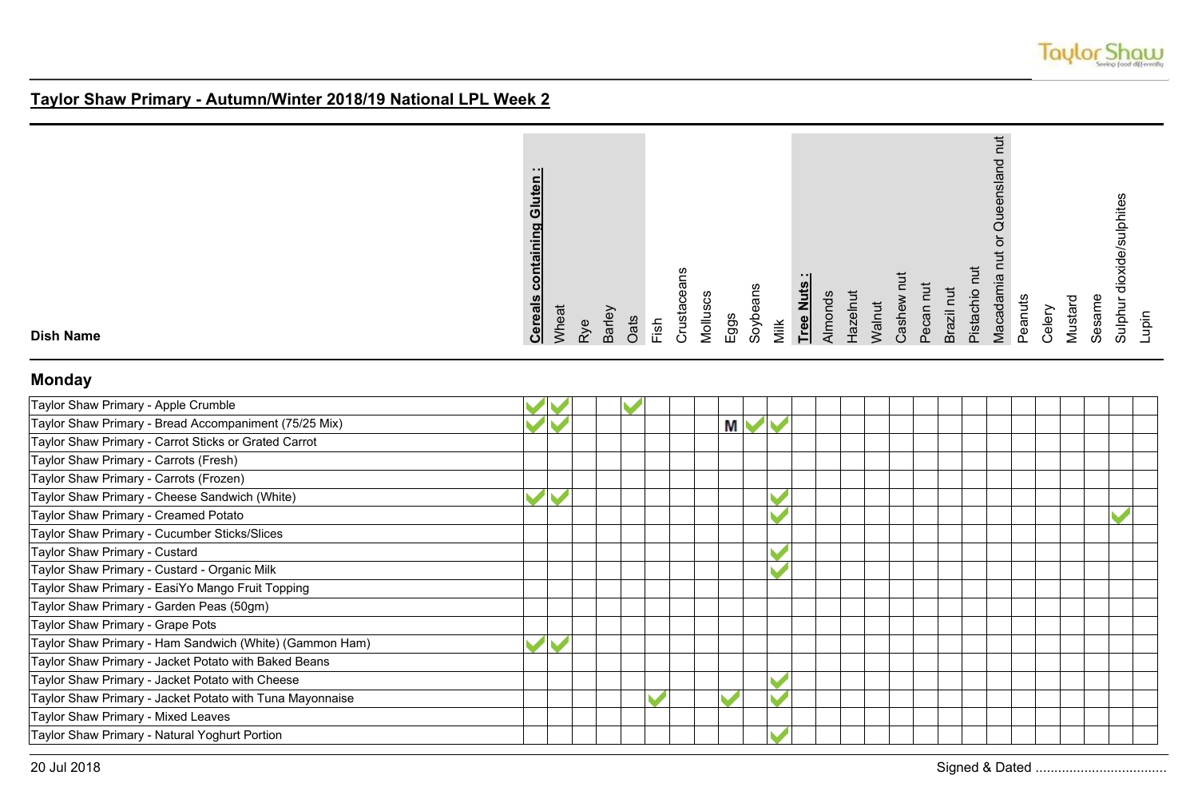## Taylor Shaw Primary - Autumn/Winter 2018/19 National LPL Week 2

### Monday

| Dish Name | Cereals containing Gluten : | Wheat | Rye | Barley | Oats | Fish | Crustaceans | Molluscs | Eggs | Soybeans | Milk | Tree Nuts : | Almonds | Hazelnut | Walnut | Cashew nut | Pecan nut | Brazil nut | Pistachio nut | Macadamia nut or Queensland nut | Peanuts | Celery | Mustard | Sesame | Sulphur dioxide/sulphites | Lupin |
|---|---|---|---|---|---|---|---|---|---|---|---|---|---|---|---|---|---|---|---|---|---|---|---|---|---|---|
| Taylor Shaw Primary - Apple Crumble | ✔ | ✔ | | | ✔ | | | | | | | | | | | | | | | | | | | | | |
| Taylor Shaw Primary - Bread Accompaniment (75/25 Mix) | ✔ | ✔ | | | | | | | M | ✔ | ✔ | | | | | | | | | | | | | | | |
| Taylor Shaw Primary - Carrot Sticks or Grated Carrot | | | | | | | | | | | | | | | | | | | | | | | | | | |
| Taylor Shaw Primary - Carrots (Fresh) | | | | | | | | | | | | | | | | | | | | | | | | | | |
| Taylor Shaw Primary - Carrots (Frozen) | | | | | | | | | | | | | | | | | | | | | | | | | | |
| Taylor Shaw Primary - Cheese Sandwich (White) | ✔ | ✔ | | | | | | | | | ✔ | | | | | | | | | | | | | | | |
| Taylor Shaw Primary - Creamed Potato | | | | | | | | | | | ✔ | | | | | | | | | | | | | | ✔ | |
| Taylor Shaw Primary - Cucumber Sticks/Slices | | | | | | | | | | | | | | | | | | | | | | | | | | |
| Taylor Shaw Primary - Custard | | | | | | | | | | | ✔ | | | | | | | | | | | | | | | |
| Taylor Shaw Primary - Custard - Organic Milk | | | | | | | | | | | ✔ | | | | | | | | | | | | | | | |
| Taylor Shaw Primary - EasiYo Mango Fruit Topping | | | | | | | | | | | | | | | | | | | | | | | | | | |
| Taylor Shaw Primary - Garden Peas (50gm) | | | | | | | | | | | | | | | | | | | | | | | | | | |
| Taylor Shaw Primary - Grape Pots | | | | | | | | | | | | | | | | | | | | | | | | | | |
| Taylor Shaw Primary - Ham Sandwich (White) (Gammon Ham) | ✔ | ✔ | | | | | | | | | | | | | | | | | | | | | | | | |
| Taylor Shaw Primary - Jacket Potato with Baked Beans | | | | | | | | | | | | | | | | | | | | | | | | | | |
| Taylor Shaw Primary - Jacket Potato with Cheese | | | | | | | | | | | ✔ | | | | | | | | | | | | | | | |
| Taylor Shaw Primary - Jacket Potato with Tuna Mayonnaise | | | | | | ✔ | | | ✔ | | ✔ | | | | | | | | | | | | | | | |
| Taylor Shaw Primary - Mixed Leaves | | | | | | | | | | | | | | | | | | | | | | | | | | |
| Taylor Shaw Primary - Natural Yoghurt Portion | | | | | | | | | | | ✔ | | | | | | | | | | | | | | | |

20 Jul 2018

Signed & Dated ...................................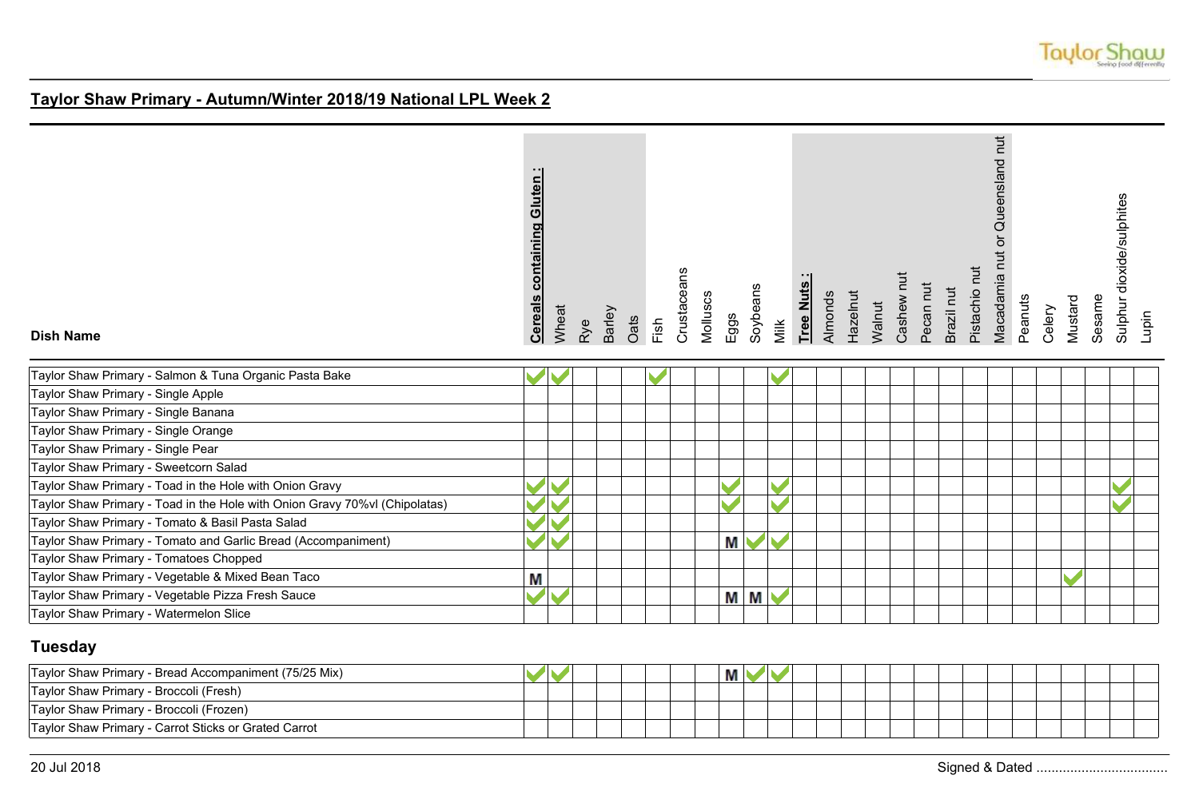## Taylor Shaw Primary - Autumn/Winter 2018/19 National LPL Week 2

| Dish Name | Cereals containing Gluten : | Wheat | Rye | Barley | Oats | Fish | Crustaceans | Molluscs | Eggs | Soybeans | Milk | Tree Nuts : | Almonds | Hazelnut | Walnut | Cashew nut | Pecan nut | Brazil nut | Pistachio nut | Macadamia nut or Queensland nut | Peanuts | Celery | Mustard | Sesame | Sulphur dioxide/sulphites | Lupin |
|---|---|---|---|---|---|---|---|---|---|---|---|---|---|---|---|---|---|---|---|---|---|---|---|---|---|---|
| Taylor Shaw Primary - Salmon & Tuna Organic Pasta Bake | ✔ | ✔ | | | | ✔ | | | | | ✔ | | | | | | | | | | | | | | | |
| Taylor Shaw Primary - Single Apple | | | | | | | | | | | | | | | | | | | | | | | | | | |
| Taylor Shaw Primary - Single Banana | | | | | | | | | | | | | | | | | | | | | | | | | | |
| Taylor Shaw Primary - Single Orange | | | | | | | | | | | | | | | | | | | | | | | | | | |
| Taylor Shaw Primary - Single Pear | | | | | | | | | | | | | | | | | | | | | | | | | | |
| Taylor Shaw Primary - Sweetcorn Salad | | | | | | | | | | | | | | | | | | | | | | | | | | |
| Taylor Shaw Primary - Toad in the Hole with Onion Gravy | ✔ | ✔ | | | | | | | ✔ | | ✔ | | | | | | | | | | | | | | ✔ | |
| Taylor Shaw Primary - Toad in the Hole with Onion Gravy 70%vl (Chipolatas) | ✔ | ✔ | | | | | | | ✔ | | ✔ | | | | | | | | | | | | | | ✔ | |
| Taylor Shaw Primary - Tomato & Basil Pasta Salad | ✔ | ✔ | | | | | | | | | | | | | | | | | | | | | | | | |
| Taylor Shaw Primary - Tomato and Garlic Bread (Accompaniment) | ✔ | ✔ | | | | | | | M | ✔ | ✔ | | | | | | | | | | | | | | | |
| Taylor Shaw Primary - Tomatoes Chopped | | | | | | | | | | | | | | | | | | | | | | | | | | |
| Taylor Shaw Primary - Vegetable & Mixed Bean Taco | M | | | | | | | | | | | | | | | | | | | | | | ✔ | | | |
| Taylor Shaw Primary - Vegetable Pizza Fresh Sauce | ✔ | ✔ | | | | | | | M | M | ✔ | | | | | | | | | | | | | | | |
| Taylor Shaw Primary - Watermelon Slice | | | | | | | | | | | | | | | | | | | | | | | | | | |

### Tuesday

| Dish Name | Cereals containing Gluten : | Wheat | Rye | Barley | Oats | Fish | Crustaceans | Molluscs | Eggs | Soybeans | Milk | Tree Nuts : | Almonds | Hazelnut | Walnut | Cashew nut | Pecan nut | Brazil nut | Pistachio nut | Macadamia nut or Queensland nut | Peanuts | Celery | Mustard | Sesame | Sulphur dioxide/sulphites | Lupin |
|---|---|---|---|---|---|---|---|---|---|---|---|---|---|---|---|---|---|---|---|---|---|---|---|---|---|---|
| Taylor Shaw Primary - Bread Accompaniment (75/25 Mix) | ✔ | ✔ | | | | | | | M | ✔ | ✔ | | | | | | | | | | | | | | | |
| Taylor Shaw Primary - Broccoli (Fresh) | | | | | | | | | | | | | | | | | | | | | | | | | | |
| Taylor Shaw Primary - Broccoli (Frozen) | | | | | | | | | | | | | | | | | | | | | | | | | | |
| Taylor Shaw Primary - Carrot Sticks or Grated Carrot | | | | | | | | | | | | | | | | | | | | | | | | | | |

20 Jul 2018 Signed & Dated ...................................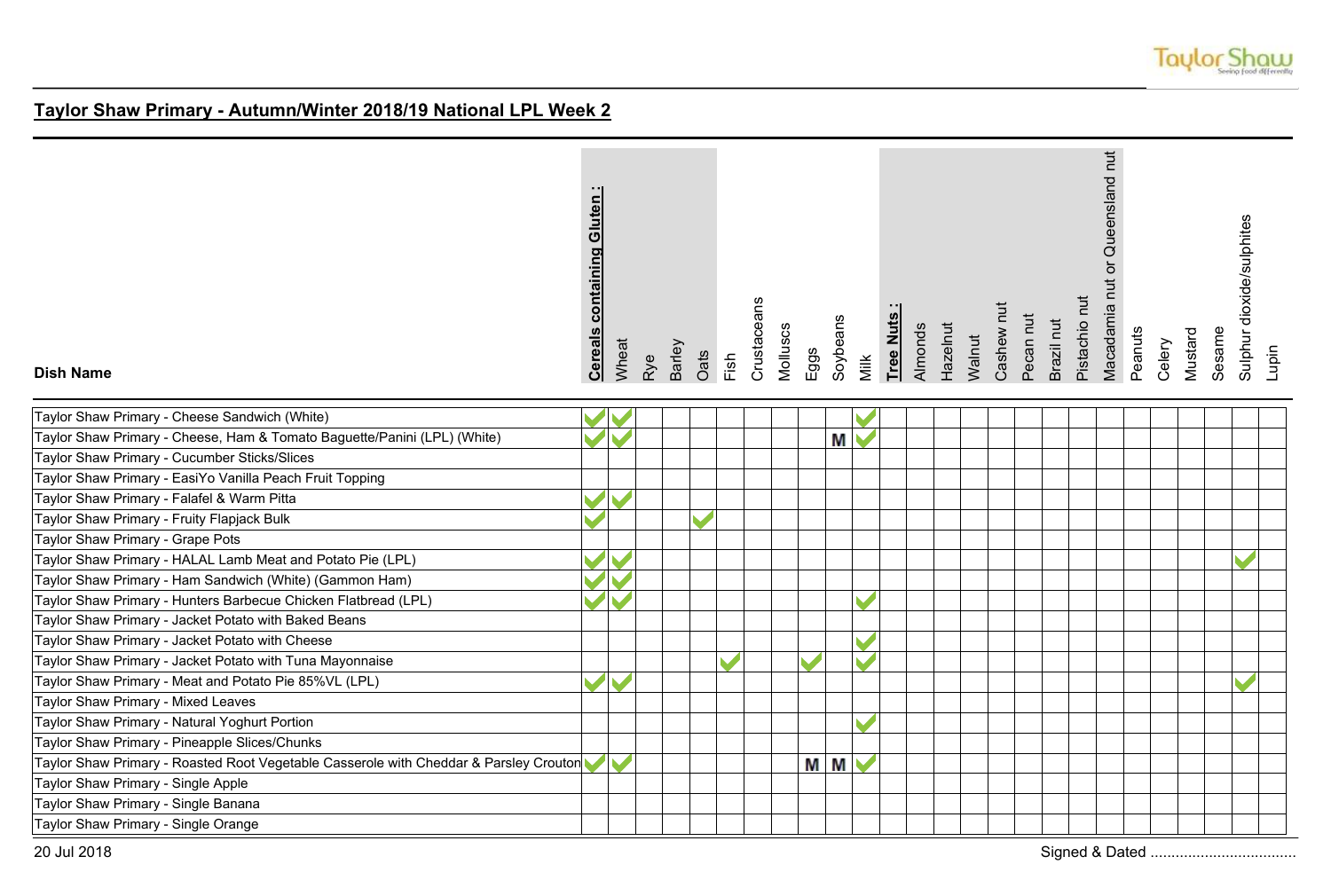## Taylor Shaw Primary - Autumn/Winter 2018/19 National LPL Week 2

| Dish Name | **Cereals containing Gluten :** | Wheat | Rye | Barley | Oats | Fish | Crustaceans | Molluscs | Eggs | Soybeans | Milk | **Tree Nuts :** | Almonds | Hazelnut | Walnut | Cashew nut | Pecan nut | Brazil nut | Pistachio nut | Macadamia nut or Queensland nut | Peanuts | Celery | Mustard | Sesame | Sulphur dioxide/sulphites | Lupin |
|---|---|---|---|---|---|---|---|---|---|---|---|---|---|---|---|---|---|---|---|---|---|---|---|---|---|---|
| Taylor Shaw Primary - Cheese Sandwich (White) | ✓ | ✓ | | | | | | | | | ✓ | | | | | | | | | | | | | | | |
| Taylor Shaw Primary - Cheese, Ham & Tomato Baguette/Panini (LPL) (White) | ✓ | ✓ | | | | | | | | M | ✓ | | | | | | | | | | | | | | | |
| Taylor Shaw Primary - Cucumber Sticks/Slices | | | | | | | | | | | | | | | | | | | | | | | | | | |
| Taylor Shaw Primary - EasiYo Vanilla Peach Fruit Topping | | | | | | | | | | | | | | | | | | | | | | | | | | |
| Taylor Shaw Primary - Falafel & Warm Pitta | ✓ | ✓ | | | | | | | | | | | | | | | | | | | | | | | | |
| Taylor Shaw Primary - Fruity Flapjack Bulk | ✓ | | | | ✓ | | | | | | | | | | | | | | | | | | | | | |
| Taylor Shaw Primary - Grape Pots | | | | | | | | | | | | | | | | | | | | | | | | | | |
| Taylor Shaw Primary - HALAL Lamb Meat and Potato Pie (LPL) | ✓ | ✓ | | | | | | | | | | | | | | | | | | | | | | | ✓ | |
| Taylor Shaw Primary - Ham Sandwich (White) (Gammon Ham) | ✓ | ✓ | | | | | | | | | | | | | | | | | | | | | | | | |
| Taylor Shaw Primary - Hunters Barbecue Chicken Flatbread (LPL) | ✓ | ✓ | | | | | | | | | ✓ | | | | | | | | | | | | | | | |
| Taylor Shaw Primary - Jacket Potato with Baked Beans | | | | | | | | | | | | | | | | | | | | | | | | | | |
| Taylor Shaw Primary - Jacket Potato with Cheese | | | | | | | | | | | ✓ | | | | | | | | | | | | | | | |
| Taylor Shaw Primary - Jacket Potato with Tuna Mayonnaise | | | | | | ✓ | | | ✓ | | ✓ | | | | | | | | | | | | | | | |
| Taylor Shaw Primary - Meat and Potato Pie 85%VL (LPL) | ✓ | ✓ | | | | | | | | | | | | | | | | | | | | | | | ✓ | |
| Taylor Shaw Primary - Mixed Leaves | | | | | | | | | | | | | | | | | | | | | | | | | | |
| Taylor Shaw Primary - Natural Yoghurt Portion | | | | | | | | | | | ✓ | | | | | | | | | | | | | | | |
| Taylor Shaw Primary - Pineapple Slices/Chunks | | | | | | | | | | | | | | | | | | | | | | | | | | |
| Taylor Shaw Primary - Roasted Root Vegetable Casserole with Cheddar & Parsley Crouton | ✓ | ✓ | | | | | | | M | M | ✓ | | | | | | | | | | | | | | | |
| Taylor Shaw Primary - Single Apple | | | | | | | | | | | | | | | | | | | | | | | | | | |
| Taylor Shaw Primary - Single Banana | | | | | | | | | | | | | | | | | | | | | | | | | | |
| Taylor Shaw Primary - Single Orange | | | | | | | | | | | | | | | | | | | | | | | | | | |

20 Jul 2018

Signed & Dated ...................................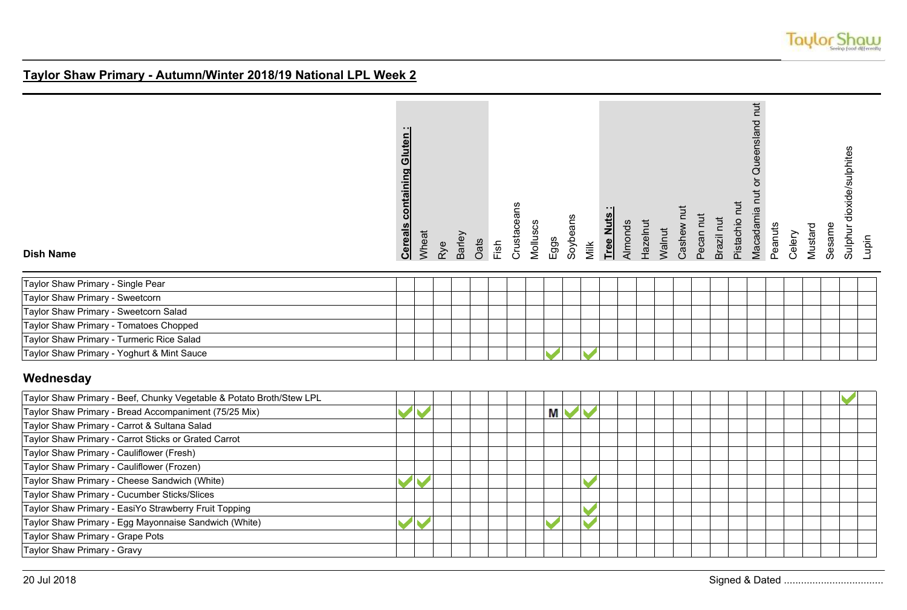## Taylor Shaw Primary - Autumn/Winter 2018/19 National LPL Week 2

| Dish Name | Cereals containing Gluten : | Wheat | Rye | Barley | Oats | Fish | Crustaceans | Molluscs | Eggs | Soybeans | Milk | Tree Nuts : | Almonds | Hazelnut | Walnut | Cashew nut | Pecan nut | Brazil nut | Pistachio nut | Macadamia nut or Queensland nut | Peanuts | Celery | Mustard | Sesame | Sulphur dioxide/sulphites | Lupin |
|---|---|---|---|---|---|---|---|---|---|---|---|---|---|---|---|---|---|---|---|---|---|---|---|---|---|---|
| Taylor Shaw Primary - Single Pear | | | | | | | | | | | | | | | | | | | | | | | | | | |
| Taylor Shaw Primary - Sweetcorn | | | | | | | | | | | | | | | | | | | | | | | | | | |
| Taylor Shaw Primary - Sweetcorn Salad | | | | | | | | | | | | | | | | | | | | | | | | | | |
| Taylor Shaw Primary - Tomatoes Chopped | | | | | | | | | | | | | | | | | | | | | | | | | | |
| Taylor Shaw Primary - Turmeric Rice Salad | | | | | | | | | | | | | | | | | | | | | | | | | | |
| Taylor Shaw Primary - Yoghurt & Mint Sauce | | | | | | | | | ✓ | | ✓ | | | | | | | | | | | | | | | |

## Wednesday

| Dish Name | Cereals containing Gluten : | Wheat | Rye | Barley | Oats | Fish | Crustaceans | Molluscs | Eggs | Soybeans | Milk | Tree Nuts : | Almonds | Hazelnut | Walnut | Cashew nut | Pecan nut | Brazil nut | Pistachio nut | Macadamia nut or Queensland nut | Peanuts | Celery | Mustard | Sesame | Sulphur dioxide/sulphites | Lupin |
|---|---|---|---|---|---|---|---|---|---|---|---|---|---|---|---|---|---|---|---|---|---|---|---|---|---|---|
| Taylor Shaw Primary - Beef, Chunky Vegetable & Potato Broth/Stew LPL | | | | | | | | | | | | | | | | | | | | | | | | | ✓ | |
| Taylor Shaw Primary - Bread Accompaniment (75/25 Mix) | ✓ | ✓ | | | | | | | M | ✓ | ✓ | | | | | | | | | | | | | | | |
| Taylor Shaw Primary - Carrot & Sultana Salad | | | | | | | | | | | | | | | | | | | | | | | | | | |
| Taylor Shaw Primary - Carrot Sticks or Grated Carrot | | | | | | | | | | | | | | | | | | | | | | | | | | |
| Taylor Shaw Primary - Cauliflower (Fresh) | | | | | | | | | | | | | | | | | | | | | | | | | | |
| Taylor Shaw Primary - Cauliflower (Frozen) | | | | | | | | | | | | | | | | | | | | | | | | | | |
| Taylor Shaw Primary - Cheese Sandwich (White) | ✓ | ✓ | | | | | | | | | ✓ | | | | | | | | | | | | | | | |
| Taylor Shaw Primary - Cucumber Sticks/Slices | | | | | | | | | | | | | | | | | | | | | | | | | | |
| Taylor Shaw Primary - EasiYo Strawberry Fruit Topping | | | | | | | | | | | ✓ | | | | | | | | | | | | | | | |
| Taylor Shaw Primary - Egg Mayonnaise Sandwich (White) | ✓ | ✓ | | | | | | | ✓ | | ✓ | | | | | | | | | | | | | | | |
| Taylor Shaw Primary - Grape Pots | | | | | | | | | | | | | | | | | | | | | | | | | | |
| Taylor Shaw Primary - Gravy | | | | | | | | | | | | | | | | | | | | | | | | | | |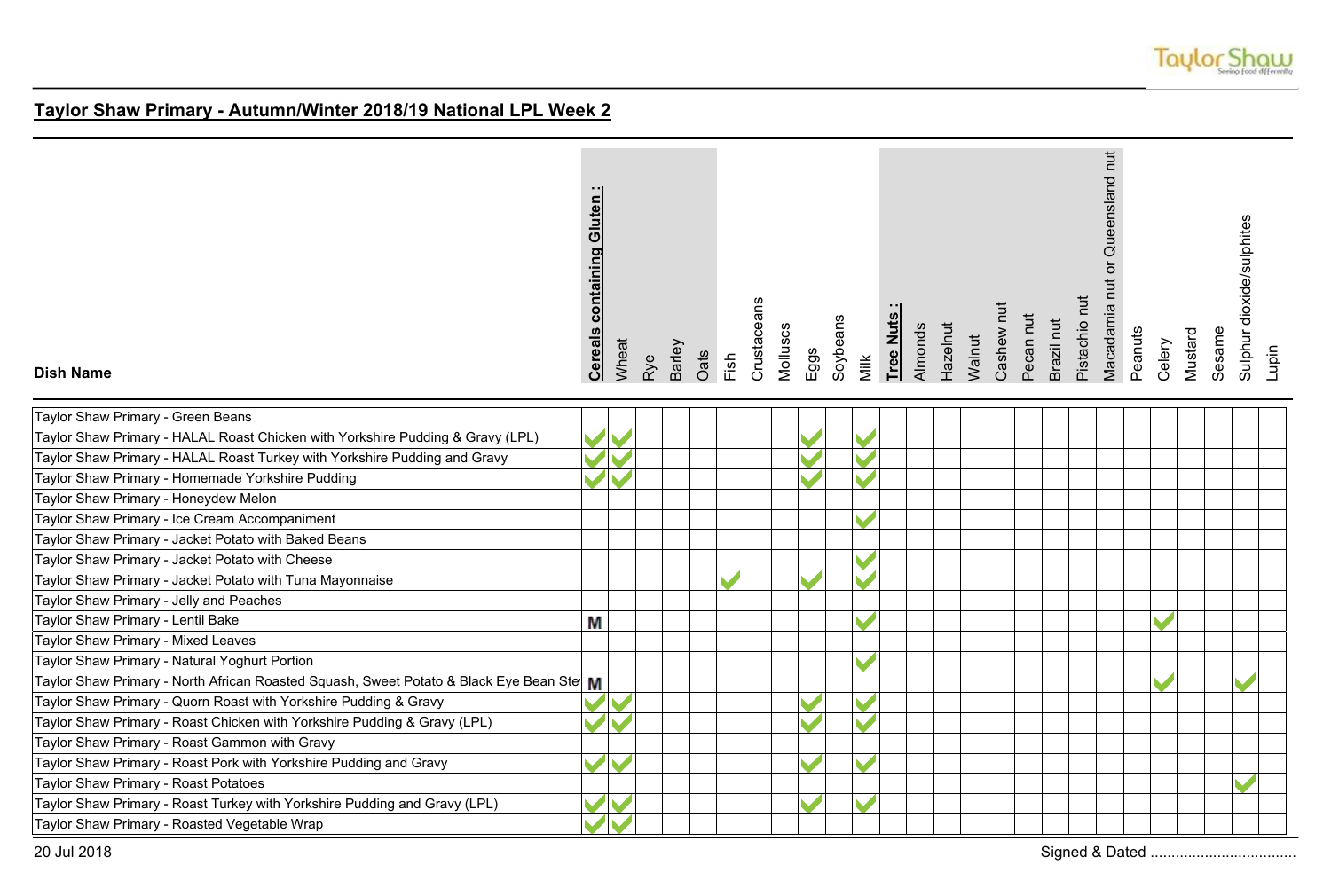## Taylor Shaw Primary - Autumn/Winter 2018/19 National LPL Week 2

| Dish Name | Cereals containing Gluten : | Wheat | Rye | Barley | Oats | Fish | Crustaceans | Molluscs | Eggs | Soybeans | Milk | Tree Nuts : | Almonds | Hazelnut | Walnut | Cashew nut | Pecan nut | Brazil nut | Pistachio nut | Macadamia nut or Queensland nut | Peanuts | Celery | Mustard | Sesame | Sulphur dioxide/sulphites | Lupin |
|---|---|---|---|---|---|---|---|---|---|---|---|---|---|---|---|---|---|---|---|---|---|---|---|---|---|---|
| Taylor Shaw Primary - Green Beans | | | | | | | | | | | | | | | | | | | | | | | | | | |
| Taylor Shaw Primary - HALAL Roast Chicken with Yorkshire Pudding & Gravy (LPL) | ✓ | ✓ | | | | | | | ✓ | | ✓ | | | | | | | | | | | | | | | |
| Taylor Shaw Primary - HALAL Roast Turkey with Yorkshire Pudding and Gravy | ✓ | ✓ | | | | | | | ✓ | | ✓ | | | | | | | | | | | | | | | |
| Taylor Shaw Primary - Homemade Yorkshire Pudding | ✓ | ✓ | | | | | | | ✓ | | ✓ | | | | | | | | | | | | | | | |
| Taylor Shaw Primary - Honeydew Melon | | | | | | | | | | | | | | | | | | | | | | | | | | |
| Taylor Shaw Primary - Ice Cream Accompaniment | | | | | | | | | | | ✓ | | | | | | | | | | | | | | | |
| Taylor Shaw Primary - Jacket Potato with Baked Beans | | | | | | | | | | | | | | | | | | | | | | | | | | |
| Taylor Shaw Primary - Jacket Potato with Cheese | | | | | | | | | | | ✓ | | | | | | | | | | | | | | | |
| Taylor Shaw Primary - Jacket Potato with Tuna Mayonnaise | | | | | | ✓ | | | ✓ | | ✓ | | | | | | | | | | | | | | | |
| Taylor Shaw Primary - Jelly and Peaches | | | | | | | | | | | | | | | | | | | | | | | | | | |
| Taylor Shaw Primary - Lentil Bake | M | | | | | | | | | | ✓ | | | | | | | | | | | ✓ | | | | |
| Taylor Shaw Primary - Mixed Leaves | | | | | | | | | | | | | | | | | | | | | | | | | | |
| Taylor Shaw Primary - Natural Yoghurt Portion | | | | | | | | | | | ✓ | | | | | | | | | | | | | | | |
| Taylor Shaw Primary - North African Roasted Squash, Sweet Potato & Black Eye Bean Ste | M | | | | | | | | | | | | | | | | | | | | | ✓ | | | ✓ | |
| Taylor Shaw Primary - Quorn Roast with Yorkshire Pudding & Gravy | ✓ | ✓ | | | | | | | ✓ | | ✓ | | | | | | | | | | | | | | | |
| Taylor Shaw Primary - Roast Chicken with Yorkshire Pudding & Gravy (LPL) | ✓ | ✓ | | | | | | | ✓ | | ✓ | | | | | | | | | | | | | | | |
| Taylor Shaw Primary - Roast Gammon with Gravy | | | | | | | | | | | | | | | | | | | | | | | | | | |
| Taylor Shaw Primary - Roast Pork with Yorkshire Pudding and Gravy | ✓ | ✓ | | | | | | | ✓ | | ✓ | | | | | | | | | | | | | | | |
| Taylor Shaw Primary - Roast Potatoes | | | | | | | | | | | | | | | | | | | | | | | | | ✓ | |
| Taylor Shaw Primary - Roast Turkey with Yorkshire Pudding and Gravy (LPL) | ✓ | ✓ | | | | | | | ✓ | | ✓ | | | | | | | | | | | | | | | |
| Taylor Shaw Primary - Roasted Vegetable Wrap | ✓ | ✓ | | | | | | | | | | | | | | | | | | | | | | | | |

20 Jul 2018

Signed & Dated ...................................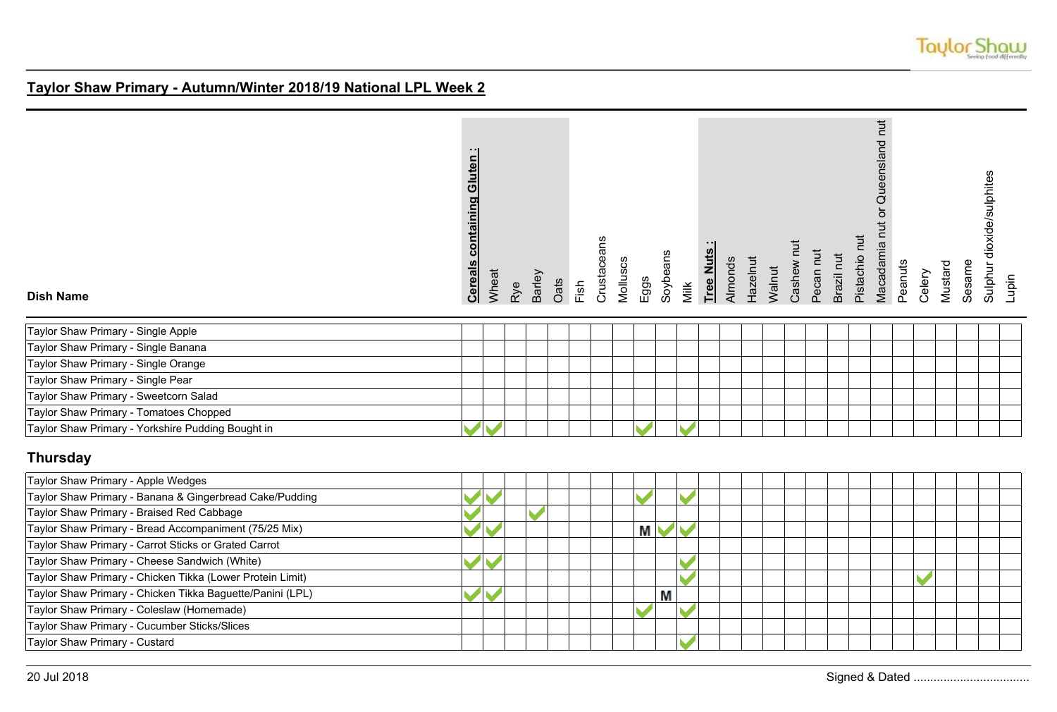## Taylor Shaw Primary - Autumn/Winter 2018/19 National LPL Week 2

| Dish Name | Cereals containing Gluten : | Wheat | Rye | Barley | Oats | Fish | Crustaceans | Molluscs | Eggs | Soybeans | Milk | Tree Nuts : | Almonds | Hazelnut | Walnut | Cashew nut | Pecan nut | Brazil nut | Pistachio nut | Macadamia nut or Queensland nut | Peanuts | Celery | Mustard | Sesame | Sulphur dioxide/sulphites | Lupin |
|---|---|---|---|---|---|---|---|---|---|---|---|---|---|---|---|---|---|---|---|---|---|---|---|---|---|---|
| Taylor Shaw Primary - Single Apple | | | | | | | | | | | | | | | | | | | | | | | | | | |
| Taylor Shaw Primary - Single Banana | | | | | | | | | | | | | | | | | | | | | | | | | | |
| Taylor Shaw Primary - Single Orange | | | | | | | | | | | | | | | | | | | | | | | | | | |
| Taylor Shaw Primary - Single Pear | | | | | | | | | | | | | | | | | | | | | | | | | | |
| Taylor Shaw Primary - Sweetcorn Salad | | | | | | | | | | | | | | | | | | | | | | | | | | |
| Taylor Shaw Primary - Tomatoes Chopped | | | | | | | | | | | | | | | | | | | | | | | | | | |
| Taylor Shaw Primary - Yorkshire Pudding Bought in | ✓ | ✓ | | | | | | | ✓ | | ✓ | | | | | | | | | | | | | | | |

### Thursday

| Dish Name | Cereals containing Gluten : | Wheat | Rye | Barley | Oats | Fish | Crustaceans | Molluscs | Eggs | Soybeans | Milk | Tree Nuts : | Almonds | Hazelnut | Walnut | Cashew nut | Pecan nut | Brazil nut | Pistachio nut | Macadamia nut or Queensland nut | Peanuts | Celery | Mustard | Sesame | Sulphur dioxide/sulphites | Lupin |
|---|---|---|---|---|---|---|---|---|---|---|---|---|---|---|---|---|---|---|---|---|---|---|---|---|---|---|
| Taylor Shaw Primary - Apple Wedges | | | | | | | | | | | | | | | | | | | | | | | | | | |
| Taylor Shaw Primary - Banana & Gingerbread Cake/Pudding | ✓ | ✓ | | | | | | | ✓ | | ✓ | | | | | | | | | | | | | | | |
| Taylor Shaw Primary - Braised Red Cabbage | ✓ | | | ✓ | | | | | | | | | | | | | | | | | | | | | | |
| Taylor Shaw Primary - Bread Accompaniment (75/25 Mix) | ✓ | ✓ | | | | | | | M | ✓ | ✓ | | | | | | | | | | | | | | | |
| Taylor Shaw Primary - Carrot Sticks or Grated Carrot | | | | | | | | | | | | | | | | | | | | | | | | | | |
| Taylor Shaw Primary - Cheese Sandwich (White) | ✓ | ✓ | | | | | | | | | ✓ | | | | | | | | | | | | | | | |
| Taylor Shaw Primary - Chicken Tikka (Lower Protein Limit) | | | | | | | | | | | ✓ | | | | | | | | | | | ✓ | | | | |
| Taylor Shaw Primary - Chicken Tikka Baguette/Panini (LPL) | ✓ | ✓ | | | | | | | | M | | | | | | | | | | | | | | | | |
| Taylor Shaw Primary - Coleslaw (Homemade) | | | | | | | | | ✓ | | ✓ | | | | | | | | | | | | | | | |
| Taylor Shaw Primary - Cucumber Sticks/Slices | | | | | | | | | | | | | | | | | | | | | | | | | | |
| Taylor Shaw Primary - Custard | | | | | | | | | | | ✓ | | | | | | | | | | | | | | | |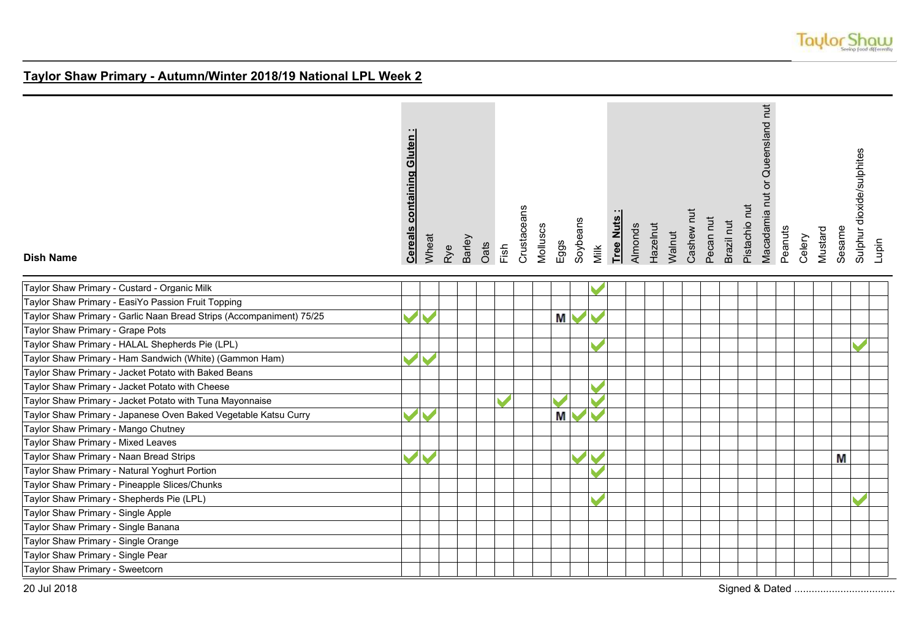## Taylor Shaw Primary - Autumn/Winter 2018/19 National LPL Week 2

| Dish Name | Cereals containing Gluten : | Wheat | Rye | Barley | Oats | Fish | Crustaceans | Molluscs | Eggs | Soybeans | Milk | Tree Nuts : | Almonds | Hazelnut | Walnut | Cashew nut | Pecan nut | Brazil nut | Pistachio nut | Macadamia nut or Queensland nut | Peanuts | Celery | Mustard | Sesame | Sulphur dioxide/sulphites | Lupin |
|---|---|---|---|---|---|---|---|---|---|---|---|---|---|---|---|---|---|---|---|---|---|---|---|---|---|---|
| Taylor Shaw Primary - Custard - Organic Milk | | | | | | | | | | | ✓ | | | | | | | | | | | | | | | |
| Taylor Shaw Primary - EasiYo Passion Fruit Topping | | | | | | | | | | | | | | | | | | | | | | | | | | |
| Taylor Shaw Primary - Garlic Naan Bread Strips (Accompaniment) 75/25 | ✓ | ✓ | | | | | | | M | ✓ | ✓ | | | | | | | | | | | | | | | |
| Taylor Shaw Primary - Grape Pots | | | | | | | | | | | | | | | | | | | | | | | | | | |
| Taylor Shaw Primary - HALAL Shepherds Pie (LPL) | | | | | | | | | | | ✓ | | | | | | | | | | | | | | ✓ | |
| Taylor Shaw Primary - Ham Sandwich (White) (Gammon Ham) | ✓ | ✓ | | | | | | | | | | | | | | | | | | | | | | | | |
| Taylor Shaw Primary - Jacket Potato with Baked Beans | | | | | | | | | | | | | | | | | | | | | | | | | | |
| Taylor Shaw Primary - Jacket Potato with Cheese | | | | | | | | | | | ✓ | | | | | | | | | | | | | | | |
| Taylor Shaw Primary - Jacket Potato with Tuna Mayonnaise | | | | | | ✓ | | | ✓ | | ✓ | | | | | | | | | | | | | | | |
| Taylor Shaw Primary - Japanese Oven Baked Vegetable Katsu Curry | ✓ | ✓ | | | | | | | M | ✓ | ✓ | | | | | | | | | | | | | | | |
| Taylor Shaw Primary - Mango Chutney | | | | | | | | | | | | | | | | | | | | | | | | | | |
| Taylor Shaw Primary - Mixed Leaves | | | | | | | | | | | | | | | | | | | | | | | | | | |
| Taylor Shaw Primary - Naan Bread Strips | ✓ | ✓ | | | | | | | | ✓ | ✓ | | | | | | | | | | | | | M | | |
| Taylor Shaw Primary - Natural Yoghurt Portion | | | | | | | | | | | ✓ | | | | | | | | | | | | | | | |
| Taylor Shaw Primary - Pineapple Slices/Chunks | | | | | | | | | | | | | | | | | | | | | | | | | | |
| Taylor Shaw Primary - Shepherds Pie (LPL) | | | | | | | | | | | ✓ | | | | | | | | | | | | | | ✓ | |
| Taylor Shaw Primary - Single Apple | | | | | | | | | | | | | | | | | | | | | | | | | | |
| Taylor Shaw Primary - Single Banana | | | | | | | | | | | | | | | | | | | | | | | | | | |
| Taylor Shaw Primary - Single Orange | | | | | | | | | | | | | | | | | | | | | | | | | | |
| Taylor Shaw Primary - Single Pear | | | | | | | | | | | | | | | | | | | | | | | | | | |
| Taylor Shaw Primary - Sweetcorn | | | | | | | | | | | | | | | | | | | | | | | | | | |

20 Jul 2018

Signed & Dated ....................................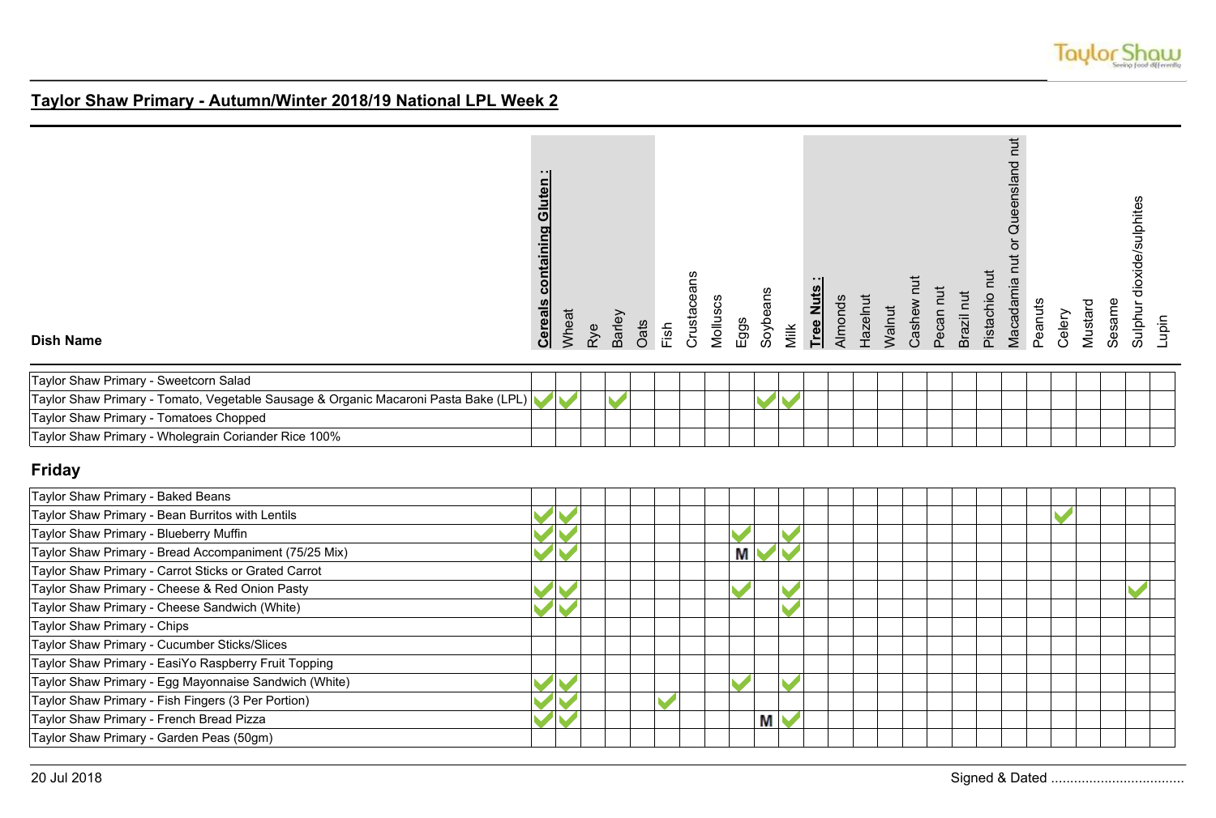## Taylor Shaw Primary - Autumn/Winter 2018/19 National LPL Week 2

| Dish Name | Cereals containing Gluten : | Wheat | Rye | Barley | Oats | Fish | Crustaceans | Molluscs | Eggs | Soybeans | Milk | Tree Nuts : | Almonds | Hazelnut | Walnut | Cashew nut | Pecan nut | Brazil nut | Pistachio nut | Macadamia nut or Queensland nut | Peanuts | Celery | Mustard | Sesame | Sulphur dioxide/sulphites | Lupin |
|---|---|---|---|---|---|---|---|---|---|---|---|---|---|---|---|---|---|---|---|---|---|---|---|---|---|---|
| Taylor Shaw Primary - Sweetcorn Salad | | | | | | | | | | | | | | | | | | | | | | | | | | |
| Taylor Shaw Primary - Tomato, Vegetable Sausage & Organic Macaroni Pasta Bake (LPL) | ✓ | ✓ | | ✓ | | | | | | ✓ | ✓ | | | | | | | | | | | | | | | |
| Taylor Shaw Primary - Tomatoes Chopped | | | | | | | | | | | | | | | | | | | | | | | | | | |
| Taylor Shaw Primary - Wholegrain Coriander Rice 100% | | | | | | | | | | | | | | | | | | | | | | | | | | |

## Friday

| Dish Name | Cereals containing Gluten : | Wheat | Rye | Barley | Oats | Fish | Crustaceans | Molluscs | Eggs | Soybeans | Milk | Tree Nuts : | Almonds | Hazelnut | Walnut | Cashew nut | Pecan nut | Brazil nut | Pistachio nut | Macadamia nut or Queensland nut | Peanuts | Celery | Mustard | Sesame | Sulphur dioxide/sulphites | Lupin |
|---|---|---|---|---|---|---|---|---|---|---|---|---|---|---|---|---|---|---|---|---|---|---|---|---|---|---|
| Taylor Shaw Primary - Baked Beans | | | | | | | | | | | | | | | | | | | | | | | | | | |
| Taylor Shaw Primary - Bean Burritos with Lentils | ✓ | ✓ | | | | | | | | | | | | | | | | | | | | ✓ | | | | |
| Taylor Shaw Primary - Blueberry Muffin | ✓ | ✓ | | | | | | | ✓ | | ✓ | | | | | | | | | | | | | | | |
| Taylor Shaw Primary - Bread Accompaniment (75/25 Mix) | ✓ | ✓ | | | | | | | M | ✓ | ✓ | | | | | | | | | | | | | | | |
| Taylor Shaw Primary - Carrot Sticks or Grated Carrot | | | | | | | | | | | | | | | | | | | | | | | | | | |
| Taylor Shaw Primary - Cheese & Red Onion Pasty | ✓ | ✓ | | | | | | | ✓ | | ✓ | | | | | | | | | | | | | | ✓ | |
| Taylor Shaw Primary - Cheese Sandwich (White) | ✓ | ✓ | | | | | | | | | ✓ | | | | | | | | | | | | | | | |
| Taylor Shaw Primary - Chips | | | | | | | | | | | | | | | | | | | | | | | | | | |
| Taylor Shaw Primary - Cucumber Sticks/Slices | | | | | | | | | | | | | | | | | | | | | | | | | | |
| Taylor Shaw Primary - EasiYo Raspberry Fruit Topping | | | | | | | | | | | | | | | | | | | | | | | | | | |
| Taylor Shaw Primary - Egg Mayonnaise Sandwich (White) | ✓ | ✓ | | | | | | | ✓ | | ✓ | | | | | | | | | | | | | | | |
| Taylor Shaw Primary - Fish Fingers (3 Per Portion) | ✓ | ✓ | | | | ✓ | | | | | | | | | | | | | | | | | | | | |
| Taylor Shaw Primary - French Bread Pizza | ✓ | ✓ | | | | | | | | M | ✓ | | | | | | | | | | | | | | | |
| Taylor Shaw Primary - Garden Peas (50gm) | | | | | | | | | | | | | | | | | | | | | | | | | | |

20 Jul 2018

Signed & Dated ...................................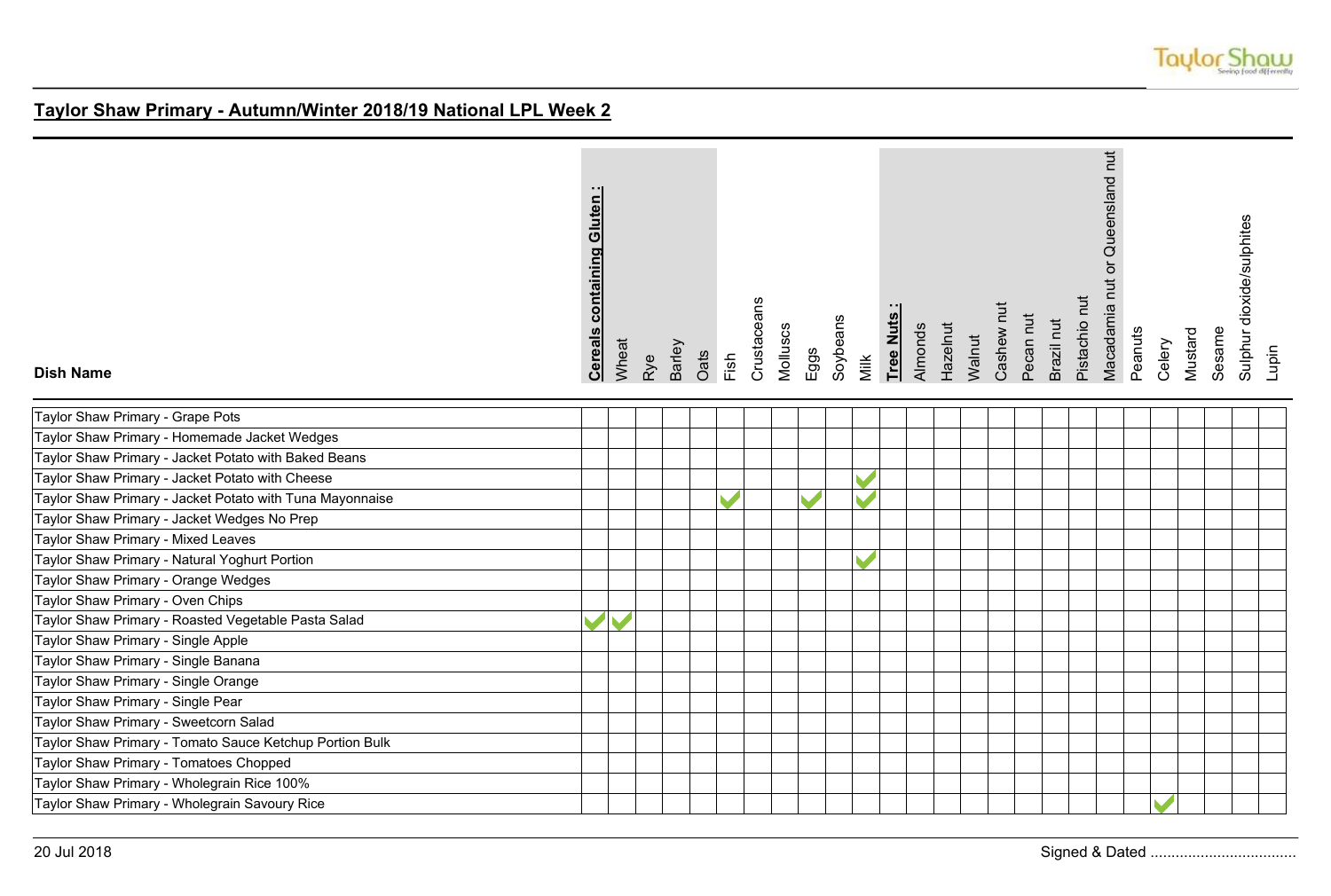## Taylor Shaw Primary - Autumn/Winter 2018/19 National LPL Week 2

| Dish Name | **Cereals containing Gluten :** | Wheat | Rye | Barley | Oats | Fish | Crustaceans | Molluscs | Eggs | Soybeans | Milk | **Tree Nuts :** | Almonds | Hazelnut | Walnut | Cashew nut | Pecan nut | Brazil nut | Pistachio nut | Macadamia nut or Queensland nut | Peanuts | Celery | Mustard | Sesame | Sulphur dioxide/sulphites | Lupin |
|---|---|---|---|---|---|---|---|---|---|---|---|---|---|---|---|---|---|---|---|---|---|---|---|---|---|---|
| Taylor Shaw Primary - Grape Pots | | | | | | | | | | | | | | | | | | | | | | | | | | |
| Taylor Shaw Primary - Homemade Jacket Wedges | | | | | | | | | | | | | | | | | | | | | | | | | | |
| Taylor Shaw Primary - Jacket Potato with Baked Beans | | | | | | | | | | | | | | | | | | | | | | | | | | |
| Taylor Shaw Primary - Jacket Potato with Cheese | | | | | | | | | | | ✓ | | | | | | | | | | | | | | | |
| Taylor Shaw Primary - Jacket Potato with Tuna Mayonnaise | | | | | | ✓ | | | ✓ | | ✓ | | | | | | | | | | | | | | | |
| Taylor Shaw Primary - Jacket Wedges No Prep | | | | | | | | | | | | | | | | | | | | | | | | | | |
| Taylor Shaw Primary - Mixed Leaves | | | | | | | | | | | | | | | | | | | | | | | | | | |
| Taylor Shaw Primary - Natural Yoghurt Portion | | | | | | | | | | | ✓ | | | | | | | | | | | | | | | |
| Taylor Shaw Primary - Orange Wedges | | | | | | | | | | | | | | | | | | | | | | | | | | |
| Taylor Shaw Primary - Oven Chips | | | | | | | | | | | | | | | | | | | | | | | | | | |
| Taylor Shaw Primary - Roasted Vegetable Pasta Salad | ✓ | ✓ | | | | | | | | | | | | | | | | | | | | | | | | |
| Taylor Shaw Primary - Single Apple | | | | | | | | | | | | | | | | | | | | | | | | | | |
| Taylor Shaw Primary - Single Banana | | | | | | | | | | | | | | | | | | | | | | | | | | |
| Taylor Shaw Primary - Single Orange | | | | | | | | | | | | | | | | | | | | | | | | | | |
| Taylor Shaw Primary - Single Pear | | | | | | | | | | | | | | | | | | | | | | | | | | |
| Taylor Shaw Primary - Sweetcorn Salad | | | | | | | | | | | | | | | | | | | | | | | | | | |
| Taylor Shaw Primary - Tomato Sauce Ketchup Portion Bulk | | | | | | | | | | | | | | | | | | | | | | | | | | |
| Taylor Shaw Primary - Tomatoes Chopped | | | | | | | | | | | | | | | | | | | | | | | | | | |
| Taylor Shaw Primary - Wholegrain Rice 100% | | | | | | | | | | | | | | | | | | | | | | | | | | |
| Taylor Shaw Primary - Wholegrain Savoury Rice | | | | | | | | | | | | | | | | | | | | | | ✓ | | | | |

20 Jul 2018

Signed & Dated ...................................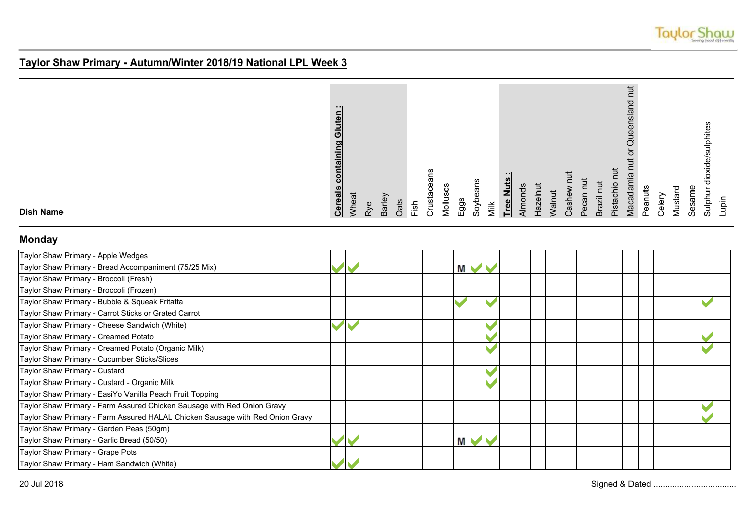## Taylor Shaw Primary - Autumn/Winter 2018/19 National LPL Week 3

### Monday

| Dish Name | Cereals containing Gluten : | Wheat | Rye | Barley | Oats | Fish | Crustaceans | Molluscs | Eggs | Soybeans | Milk | Tree Nuts : | Almonds | Hazelnut | Walnut | Cashew nut | Pecan nut | Brazil nut | Pistachio nut | Macadamia nut or Queensland nut | Peanuts | Celery | Mustard | Sesame | Sulphur dioxide/sulphites | Lupin |
|---|---|---|---|---|---|---|---|---|---|---|---|---|---|---|---|---|---|---|---|---|---|---|---|---|---|---|
| Taylor Shaw Primary - Apple Wedges | | | | | | | | | | | | | | | | | | | | | | | | | | |
| Taylor Shaw Primary - Bread Accompaniment (75/25 Mix) | ✓ | ✓ | | | | | | | M | ✓ | ✓ | | | | | | | | | | | | | | | |
| Taylor Shaw Primary - Broccoli (Fresh) | | | | | | | | | | | | | | | | | | | | | | | | | | |
| Taylor Shaw Primary - Broccoli (Frozen) | | | | | | | | | | | | | | | | | | | | | | | | | | |
| Taylor Shaw Primary - Bubble & Squeak Fritatta | | | | | | | | | ✓ | | ✓ | | | | | | | | | | | | | | ✓ | |
| Taylor Shaw Primary - Carrot Sticks or Grated Carrot | | | | | | | | | | | | | | | | | | | | | | | | | | |
| Taylor Shaw Primary - Cheese Sandwich (White) | ✓ | ✓ | | | | | | | | | ✓ | | | | | | | | | | | | | | | |
| Taylor Shaw Primary - Creamed Potato | | | | | | | | | | | ✓ | | | | | | | | | | | | | | ✓ | |
| Taylor Shaw Primary - Creamed Potato (Organic Milk) | | | | | | | | | | | ✓ | | | | | | | | | | | | | | ✓ | |
| Taylor Shaw Primary - Cucumber Sticks/Slices | | | | | | | | | | | | | | | | | | | | | | | | | | |
| Taylor Shaw Primary - Custard | | | | | | | | | | | ✓ | | | | | | | | | | | | | | | |
| Taylor Shaw Primary - Custard - Organic Milk | | | | | | | | | | | ✓ | | | | | | | | | | | | | | | |
| Taylor Shaw Primary - EasiYo Vanilla Peach Fruit Topping | | | | | | | | | | | | | | | | | | | | | | | | | | |
| Taylor Shaw Primary - Farm Assured Chicken Sausage with Red Onion Gravy | | | | | | | | | | | | | | | | | | | | | | | | | ✓ | |
| Taylor Shaw Primary - Farm Assured HALAL Chicken Sausage with Red Onion Gravy | | | | | | | | | | | | | | | | | | | | | | | | | ✓ | |
| Taylor Shaw Primary - Garden Peas (50gm) | | | | | | | | | | | | | | | | | | | | | | | | | | |
| Taylor Shaw Primary - Garlic Bread (50/50) | ✓ | ✓ | | | | | | | M | ✓ | ✓ | | | | | | | | | | | | | | | |
| Taylor Shaw Primary - Grape Pots | | | | | | | | | | | | | | | | | | | | | | | | | | |
| Taylor Shaw Primary - Ham Sandwich (White) | ✓ | ✓ | | | | | | | | | | | | | | | | | | | | | | | | |

20 Jul 2018

Signed & Dated ...................................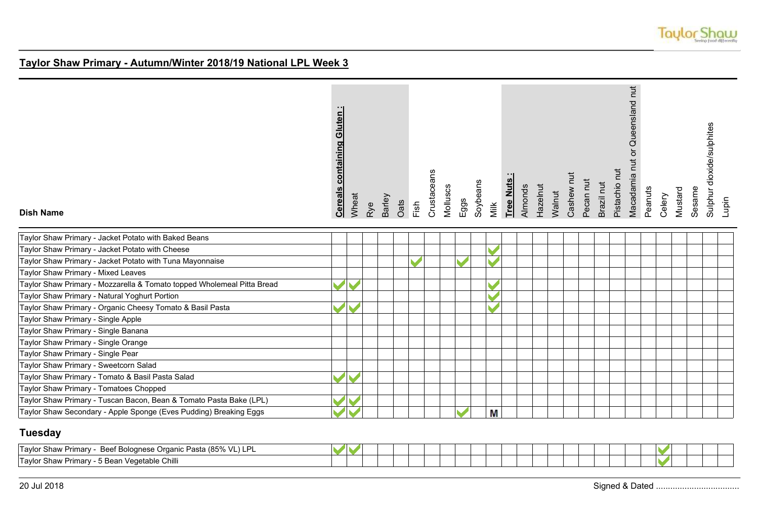## Taylor Shaw Primary - Autumn/Winter 2018/19 National LPL Week 3

| Dish Name | **Cereals containing Gluten :** | Wheat | Rye | Barley | Oats | Fish | Crustaceans | Molluscs | Eggs | Soybeans | Milk | **Tree Nuts :** | Almonds | Hazelnut | Walnut | Cashew nut | Pecan nut | Brazil nut | Pistachio nut | Macadamia nut or Queensland nut | Peanuts | Celery | Mustard | Sesame | Sulphur dioxide/sulphites | Lupin |
|---|---|---|---|---|---|---|---|---|---|---|---|---|---|---|---|---|---|---|---|---|---|---|---|---|---|---|
| Taylor Shaw Primary - Jacket Potato with Baked Beans | | | | | | | | | | | | | | | | | | | | | | | | | | |
| Taylor Shaw Primary - Jacket Potato with Cheese | | | | | | | | | | | ✓ | | | | | | | | | | | | | | | |
| Taylor Shaw Primary - Jacket Potato with Tuna Mayonnaise | | | | | | ✓ | | | ✓ | | ✓ | | | | | | | | | | | | | | | |
| Taylor Shaw Primary - Mixed Leaves | | | | | | | | | | | | | | | | | | | | | | | | | | |
| Taylor Shaw Primary - Mozzarella & Tomato topped Wholemeal Pitta Bread | ✓ | ✓ | | | | | | | | | ✓ | | | | | | | | | | | | | | | |
| Taylor Shaw Primary - Natural Yoghurt Portion | | | | | | | | | | | ✓ | | | | | | | | | | | | | | | |
| Taylor Shaw Primary - Organic Cheesy Tomato & Basil Pasta | ✓ | ✓ | | | | | | | | | ✓ | | | | | | | | | | | | | | | |
| Taylor Shaw Primary - Single Apple | | | | | | | | | | | | | | | | | | | | | | | | | | |
| Taylor Shaw Primary - Single Banana | | | | | | | | | | | | | | | | | | | | | | | | | | |
| Taylor Shaw Primary - Single Orange | | | | | | | | | | | | | | | | | | | | | | | | | | |
| Taylor Shaw Primary - Single Pear | | | | | | | | | | | | | | | | | | | | | | | | | | |
| Taylor Shaw Primary - Sweetcorn Salad | | | | | | | | | | | | | | | | | | | | | | | | | | |
| Taylor Shaw Primary - Tomato & Basil Pasta Salad | ✓ | ✓ | | | | | | | | | | | | | | | | | | | | | | | | |
| Taylor Shaw Primary - Tomatoes Chopped | | | | | | | | | | | | | | | | | | | | | | | | | | |
| Taylor Shaw Primary - Tuscan Bacon, Bean & Tomato Pasta Bake (LPL) | ✓ | ✓ | | | | | | | | | | | | | | | | | | | | | | | | |
| Taylor Shaw Secondary - Apple Sponge (Eves Pudding) Breaking Eggs | ✓ | ✓ | | | | | | | ✓ | | M | | | | | | | | | | | | | | | |

### Tuesday

| Dish Name | **Cereals containing Gluten :** | Wheat | Rye | Barley | Oats | Fish | Crustaceans | Molluscs | Eggs | Soybeans | Milk | **Tree Nuts :** | Almonds | Hazelnut | Walnut | Cashew nut | Pecan nut | Brazil nut | Pistachio nut | Macadamia nut or Queensland nut | Peanuts | Celery | Mustard | Sesame | Sulphur dioxide/sulphites | Lupin |
|---|---|---|---|---|---|---|---|---|---|---|---|---|---|---|---|---|---|---|---|---|---|---|---|---|---|---|
| Taylor Shaw Primary - Beef Bolognese Organic Pasta (85% VL) LPL | ✓ | ✓ | | | | | | | | | | | | | | | | | | | | ✓ | | | | |
| Taylor Shaw Primary - 5 Bean Vegetable Chilli | | | | | | | | | | | | | | | | | | | | | | ✓ | | | | |

20 Jul 2018 Signed & Dated ...................................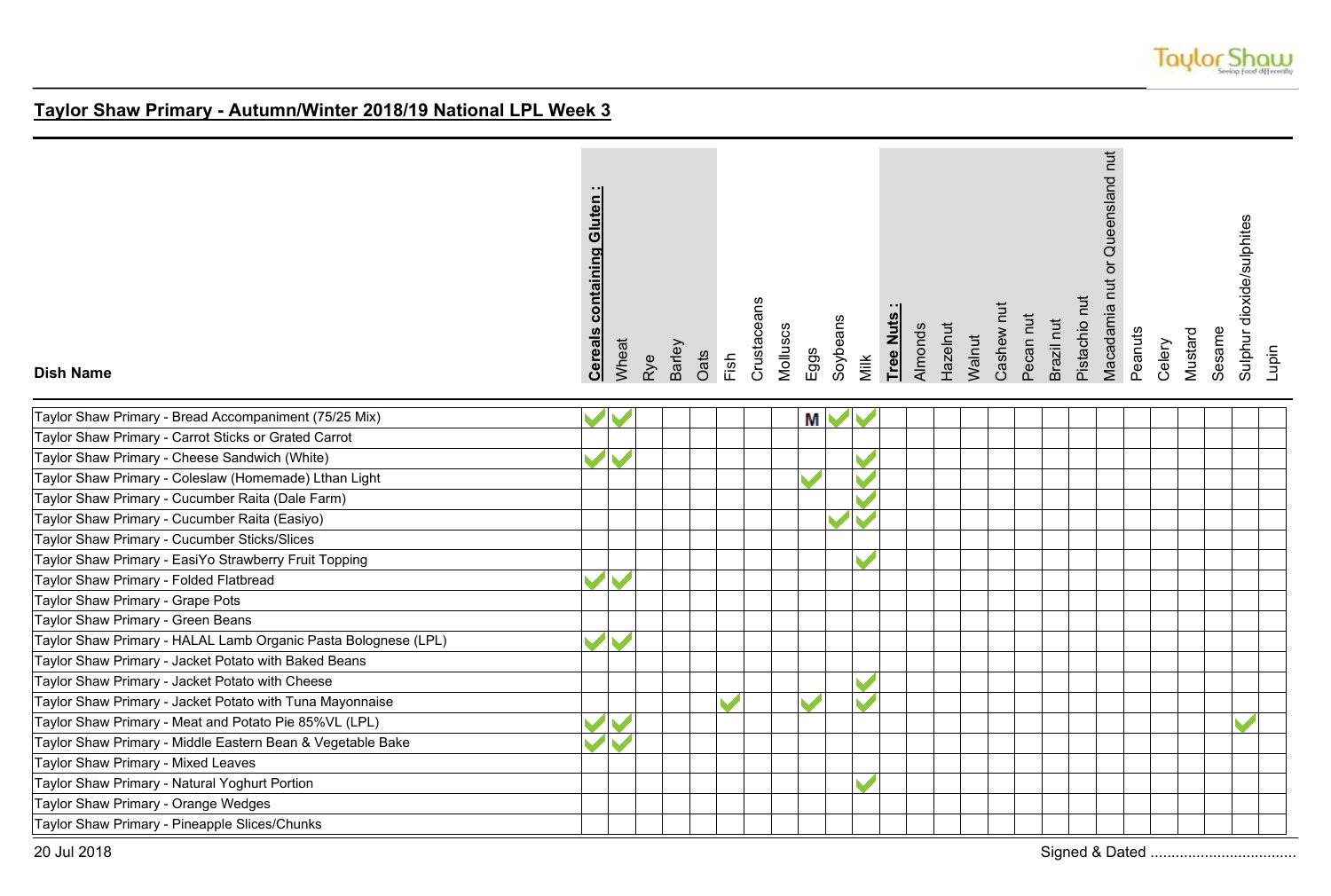## Taylor Shaw Primary - Autumn/Winter 2018/19 National LPL Week 3

| Dish Name | Cereals containing Gluten : | Wheat | Rye | Barley | Oats | Fish | Crustaceans | Molluscs | Eggs | Soybeans | Milk | Tree Nuts : | Almonds | Hazelnut | Walnut | Cashew nut | Pecan nut | Brazil nut | Pistachio nut | Macadamia nut or Queensland nut | Peanuts | Celery | Mustard | Sesame | Sulphur dioxide/sulphites | Lupin |
|---|---|---|---|---|---|---|---|---|---|---|---|---|---|---|---|---|---|---|---|---|---|---|---|---|---|---|
| Taylor Shaw Primary - Bread Accompaniment (75/25 Mix) | ✓ | ✓ | | | | | | | M | ✓ | ✓ | | | | | | | | | | | | | | | |
| Taylor Shaw Primary - Carrot Sticks or Grated Carrot | | | | | | | | | | | | | | | | | | | | | | | | | | |
| Taylor Shaw Primary - Cheese Sandwich (White) | ✓ | ✓ | | | | | | | | | ✓ | | | | | | | | | | | | | | | |
| Taylor Shaw Primary - Coleslaw (Homemade) Lthan Light | | | | | | | | | ✓ | | ✓ | | | | | | | | | | | | | | | |
| Taylor Shaw Primary - Cucumber Raita (Dale Farm) | | | | | | | | | | | ✓ | | | | | | | | | | | | | | | |
| Taylor Shaw Primary - Cucumber Raita (Easiyo) | | | | | | | | | | ✓ | ✓ | | | | | | | | | | | | | | | |
| Taylor Shaw Primary - Cucumber Sticks/Slices | | | | | | | | | | | | | | | | | | | | | | | | | | |
| Taylor Shaw Primary - EasiYo Strawberry Fruit Topping | | | | | | | | | | | ✓ | | | | | | | | | | | | | | | |
| Taylor Shaw Primary - Folded Flatbread | ✓ | ✓ | | | | | | | | | | | | | | | | | | | | | | | | |
| Taylor Shaw Primary - Grape Pots | | | | | | | | | | | | | | | | | | | | | | | | | | |
| Taylor Shaw Primary - Green Beans | | | | | | | | | | | | | | | | | | | | | | | | | | |
| Taylor Shaw Primary - HALAL Lamb Organic Pasta Bolognese (LPL) | ✓ | ✓ | | | | | | | | | | | | | | | | | | | | | | | | |
| Taylor Shaw Primary - Jacket Potato with Baked Beans | | | | | | | | | | | | | | | | | | | | | | | | | | |
| Taylor Shaw Primary - Jacket Potato with Cheese | | | | | | | | | | | ✓ | | | | | | | | | | | | | | | |
| Taylor Shaw Primary - Jacket Potato with Tuna Mayonnaise | | | | | | ✓ | | | ✓ | | ✓ | | | | | | | | | | | | | | | |
| Taylor Shaw Primary - Meat and Potato Pie 85%VL (LPL) | ✓ | ✓ | | | | | | | | | | | | | | | | | | | | | | | ✓ | |
| Taylor Shaw Primary - Middle Eastern Bean & Vegetable Bake | ✓ | ✓ | | | | | | | | | | | | | | | | | | | | | | | | |
| Taylor Shaw Primary - Mixed Leaves | | | | | | | | | | | | | | | | | | | | | | | | | | |
| Taylor Shaw Primary - Natural Yoghurt Portion | | | | | | | | | | | ✓ | | | | | | | | | | | | | | | |
| Taylor Shaw Primary - Orange Wedges | | | | | | | | | | | | | | | | | | | | | | | | | | |
| Taylor Shaw Primary - Pineapple Slices/Chunks | | | | | | | | | | | | | | | | | | | | | | | | | | |

20 Jul 2018

Signed & Dated ...................................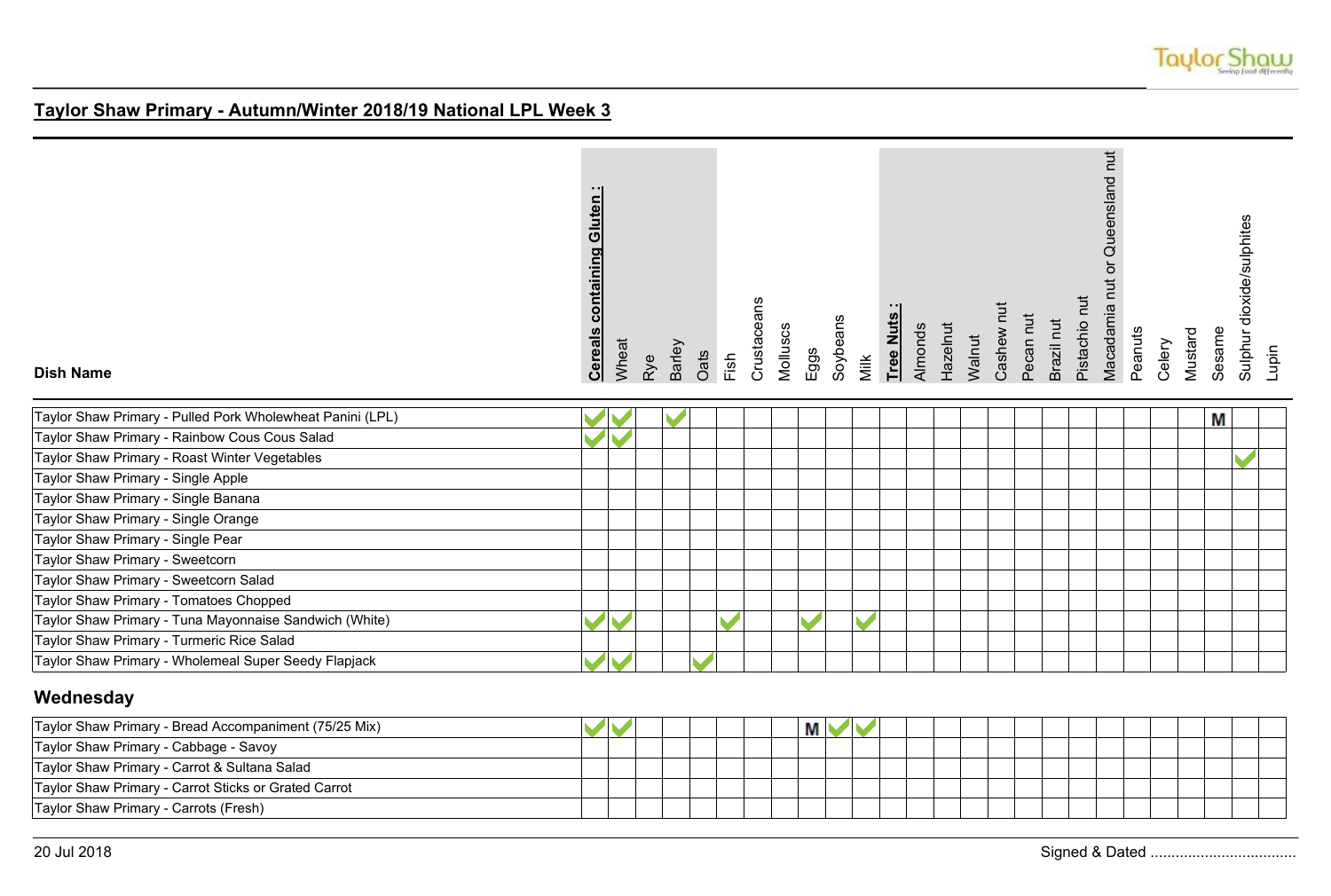## Taylor Shaw Primary - Autumn/Winter 2018/19 National LPL Week 3

| Dish Name | Cereals containing Gluten : | Wheat | Rye | Barley | Oats | Fish | Crustaceans | Molluscs | Eggs | Soybeans | Milk | Tree Nuts : | Almonds | Hazelnut | Walnut | Cashew nut | Pecan nut | Brazil nut | Pistachio nut | Macadamia nut or Queensland nut | Peanuts | Celery | Mustard | Sesame | Sulphur dioxide/sulphites | Lupin |
|---|---|---|---|---|---|---|---|---|---|---|---|---|---|---|---|---|---|---|---|---|---|---|---|---|---|---|
| Taylor Shaw Primary - Pulled Pork Wholewheat Panini (LPL) | ✓ | ✓ | | ✓ | | | | | | | | | | | | | | | | | | | | M | | |
| Taylor Shaw Primary - Rainbow Cous Cous Salad | ✓ | ✓ | | | | | | | | | | | | | | | | | | | | | | | | |
| Taylor Shaw Primary - Roast Winter Vegetables | | | | | | | | | | | | | | | | | | | | | | | | | ✓ | |
| Taylor Shaw Primary - Single Apple | | | | | | | | | | | | | | | | | | | | | | | | | | |
| Taylor Shaw Primary - Single Banana | | | | | | | | | | | | | | | | | | | | | | | | | | |
| Taylor Shaw Primary - Single Orange | | | | | | | | | | | | | | | | | | | | | | | | | | |
| Taylor Shaw Primary - Single Pear | | | | | | | | | | | | | | | | | | | | | | | | | | |
| Taylor Shaw Primary - Sweetcorn | | | | | | | | | | | | | | | | | | | | | | | | | | |
| Taylor Shaw Primary - Sweetcorn Salad | | | | | | | | | | | | | | | | | | | | | | | | | | |
| Taylor Shaw Primary - Tomatoes Chopped | | | | | | | | | | | | | | | | | | | | | | | | | | |
| Taylor Shaw Primary - Tuna Mayonnaise Sandwich (White) | ✓ | ✓ | | | | ✓ | | | ✓ | | ✓ | | | | | | | | | | | | | | | |
| Taylor Shaw Primary - Turmeric Rice Salad | | | | | | | | | | | | | | | | | | | | | | | | | | |
| Taylor Shaw Primary - Wholemeal Super Seedy Flapjack | ✓ | ✓ | | | ✓ | | | | | | | | | | | | | | | | | | | | | |

### Wednesday

| Dish Name | Cereals containing Gluten : | Wheat | Rye | Barley | Oats | Fish | Crustaceans | Molluscs | Eggs | Soybeans | Milk | Tree Nuts : | Almonds | Hazelnut | Walnut | Cashew nut | Pecan nut | Brazil nut | Pistachio nut | Macadamia nut or Queensland nut | Peanuts | Celery | Mustard | Sesame | Sulphur dioxide/sulphites | Lupin |
|---|---|---|---|---|---|---|---|---|---|---|---|---|---|---|---|---|---|---|---|---|---|---|---|---|---|---|
| Taylor Shaw Primary - Bread Accompaniment (75/25 Mix) | ✓ | ✓ | | | | | | | M | ✓ | ✓ | | | | | | | | | | | | | | | |
| Taylor Shaw Primary - Cabbage - Savoy | | | | | | | | | | | | | | | | | | | | | | | | | | |
| Taylor Shaw Primary - Carrot & Sultana Salad | | | | | | | | | | | | | | | | | | | | | | | | | | |
| Taylor Shaw Primary - Carrot Sticks or Grated Carrot | | | | | | | | | | | | | | | | | | | | | | | | | | |
| Taylor Shaw Primary - Carrots (Fresh) | | | | | | | | | | | | | | | | | | | | | | | | | | |

20 Jul 2018

Signed & Dated ....................................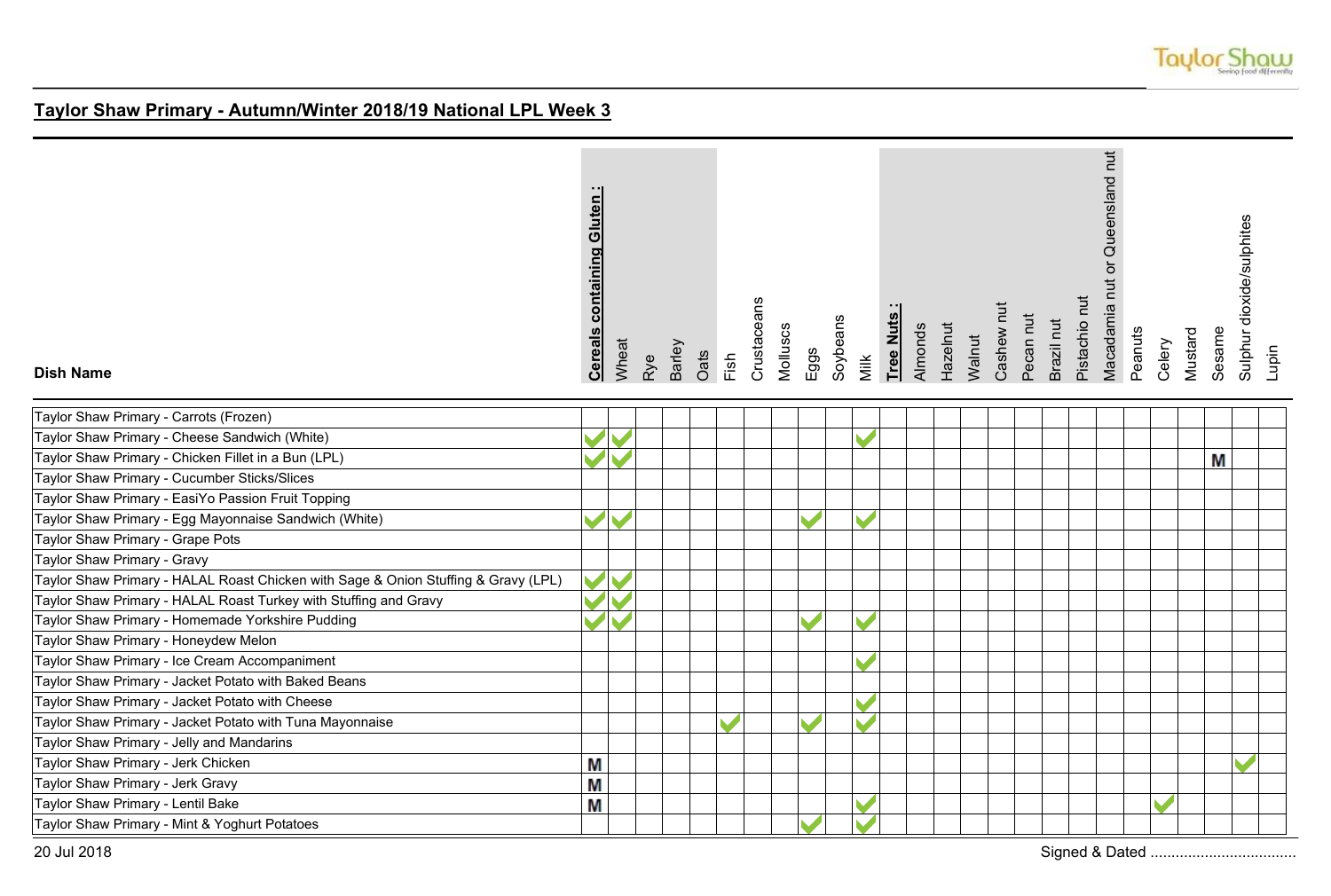## Taylor Shaw Primary - Autumn/Winter 2018/19 National LPL Week 3

| Dish Name | Cereals containing Gluten : | Wheat | Rye | Barley | Oats | Fish | Crustaceans | Molluscs | Eggs | Soybeans | Milk | Tree Nuts : | Almonds | Hazelnut | Walnut | Cashew nut | Pecan nut | Brazil nut | Pistachio nut | Macadamia nut or Queensland nut | Peanuts | Celery | Mustard | Sesame | Sulphur dioxide/sulphites | Lupin |
|---|---|---|---|---|---|---|---|---|---|---|---|---|---|---|---|---|---|---|---|---|---|---|---|---|---|---|
| Taylor Shaw Primary - Carrots (Frozen) | | | | | | | | | | | | | | | | | | | | | | | | | | |
| Taylor Shaw Primary - Cheese Sandwich (White) | ✓ | ✓ | | | | | | | | | ✓ | | | | | | | | | | | | | | | |
| Taylor Shaw Primary - Chicken Fillet in a Bun (LPL) | ✓ | ✓ | | | | | | | | | | | | | | | | | | | | | | M | | |
| Taylor Shaw Primary - Cucumber Sticks/Slices | | | | | | | | | | | | | | | | | | | | | | | | | | |
| Taylor Shaw Primary - EasiYo Passion Fruit Topping | | | | | | | | | | | | | | | | | | | | | | | | | | |
| Taylor Shaw Primary - Egg Mayonnaise Sandwich (White) | ✓ | ✓ | | | | | | | ✓ | | ✓ | | | | | | | | | | | | | | | |
| Taylor Shaw Primary - Grape Pots | | | | | | | | | | | | | | | | | | | | | | | | | | |
| Taylor Shaw Primary - Gravy | | | | | | | | | | | | | | | | | | | | | | | | | | |
| Taylor Shaw Primary - HALAL Roast Chicken with Sage & Onion Stuffing & Gravy (LPL) | ✓ | ✓ | | | | | | | | | | | | | | | | | | | | | | | | |
| Taylor Shaw Primary - HALAL Roast Turkey with Stuffing and Gravy | ✓ | ✓ | | | | | | | | | | | | | | | | | | | | | | | | |
| Taylor Shaw Primary - Homemade Yorkshire Pudding | ✓ | ✓ | | | | | | | ✓ | | ✓ | | | | | | | | | | | | | | | |
| Taylor Shaw Primary - Honeydew Melon | | | | | | | | | | | | | | | | | | | | | | | | | | |
| Taylor Shaw Primary - Ice Cream Accompaniment | | | | | | | | | | | ✓ | | | | | | | | | | | | | | | |
| Taylor Shaw Primary - Jacket Potato with Baked Beans | | | | | | | | | | | | | | | | | | | | | | | | | | |
| Taylor Shaw Primary - Jacket Potato with Cheese | | | | | | | | | | | ✓ | | | | | | | | | | | | | | | |
| Taylor Shaw Primary - Jacket Potato with Tuna Mayonnaise | | | | | | ✓ | | | ✓ | | ✓ | | | | | | | | | | | | | | | |
| Taylor Shaw Primary - Jelly and Mandarins | | | | | | | | | | | | | | | | | | | | | | | | | | |
| Taylor Shaw Primary - Jerk Chicken | M | | | | | | | | | | | | | | | | | | | | | | | | ✓ | |
| Taylor Shaw Primary - Jerk Gravy | M | | | | | | | | | | | | | | | | | | | | | | | | | |
| Taylor Shaw Primary - Lentil Bake | M | | | | | | | | | | ✓ | | | | | | | | | | | ✓ | | | | |
| Taylor Shaw Primary - Mint & Yoghurt Potatoes | | | | | | | | | ✓ | | ✓ | | | | | | | | | | | | | | | |

20 Jul 2018

Signed & Dated ...................................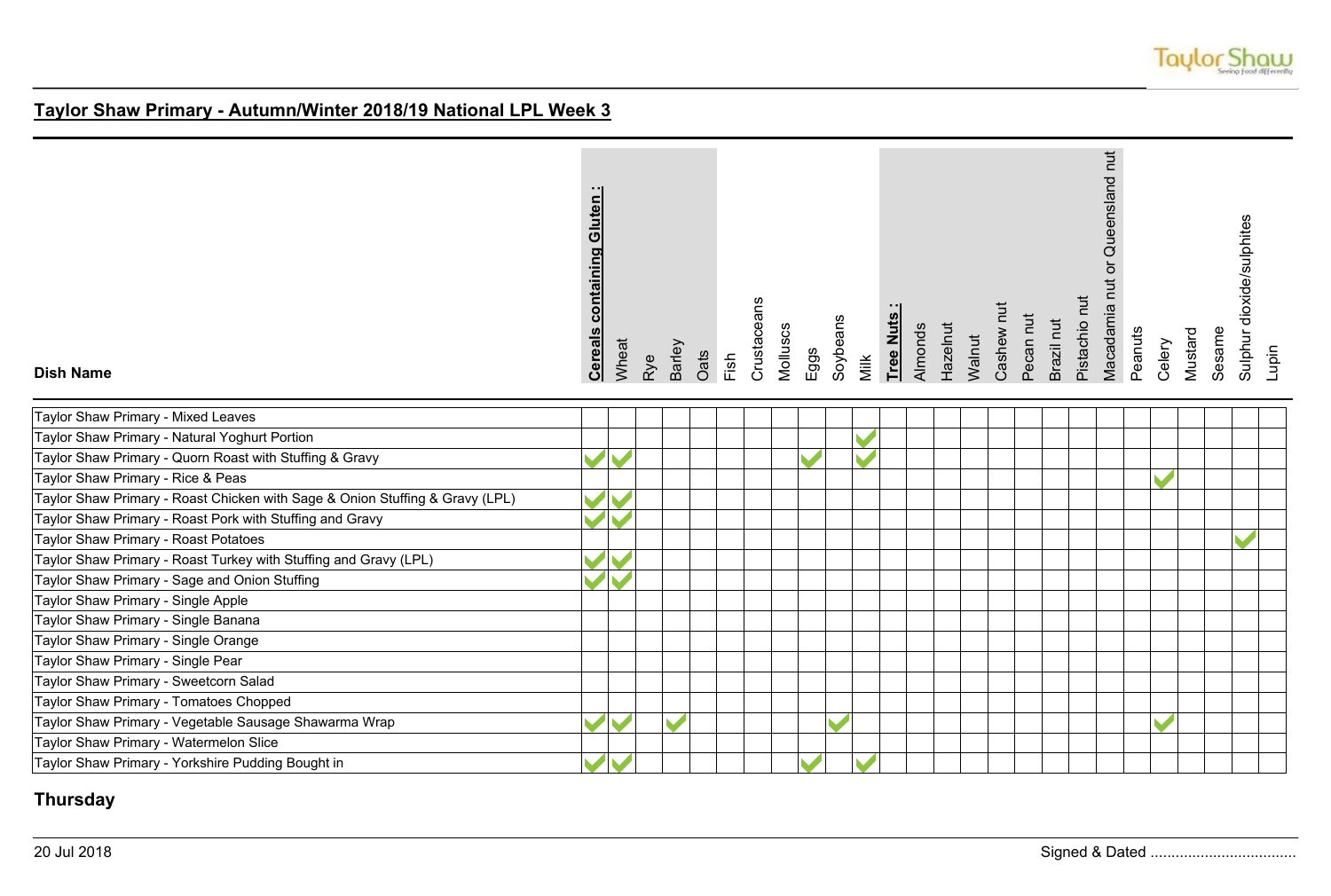## Taylor Shaw Primary - Autumn/Winter 2018/19 National LPL Week 3

| Dish Name | Cereals containing Gluten : | Wheat | Rye | Barley | Oats | Fish | Crustaceans | Molluscs | Eggs | Soybeans | Milk | Tree Nuts : | Almonds | Hazelnut | Walnut | Cashew nut | Pecan nut | Brazil nut | Pistachio nut | Macadamia nut or Queensland nut | Peanuts | Celery | Mustard | Sesame | Sulphur dioxide/sulphites | Lupin |
|---|---|---|---|---|---|---|---|---|---|---|---|---|---|---|---|---|---|---|---|---|---|---|---|---|---|---|
| Taylor Shaw Primary - Mixed Leaves | | | | | | | | | | | | | | | | | | | | | | | | | | |
| Taylor Shaw Primary - Natural Yoghurt Portion | | | | | | | | | | | ✓ | | | | | | | | | | | | | | | |
| Taylor Shaw Primary - Quorn Roast with Stuffing & Gravy | ✓ | ✓ | | | | | | | ✓ | | ✓ | | | | | | | | | | | | | | | |
| Taylor Shaw Primary - Rice & Peas | | | | | | | | | | | | | | | | | | | | | | ✓ | | | | |
| Taylor Shaw Primary - Roast Chicken with Sage & Onion Stuffing & Gravy (LPL) | ✓ | ✓ | | | | | | | | | | | | | | | | | | | | | | | | |
| Taylor Shaw Primary - Roast Pork with Stuffing and Gravy | ✓ | ✓ | | | | | | | | | | | | | | | | | | | | | | | | |
| Taylor Shaw Primary - Roast Potatoes | | | | | | | | | | | | | | | | | | | | | | | | | ✓ | |
| Taylor Shaw Primary - Roast Turkey with Stuffing and Gravy (LPL) | ✓ | ✓ | | | | | | | | | | | | | | | | | | | | | | | | |
| Taylor Shaw Primary - Sage and Onion Stuffing | ✓ | ✓ | | | | | | | | | | | | | | | | | | | | | | | | |
| Taylor Shaw Primary - Single Apple | | | | | | | | | | | | | | | | | | | | | | | | | | |
| Taylor Shaw Primary - Single Banana | | | | | | | | | | | | | | | | | | | | | | | | | | |
| Taylor Shaw Primary - Single Orange | | | | | | | | | | | | | | | | | | | | | | | | | | |
| Taylor Shaw Primary - Single Pear | | | | | | | | | | | | | | | | | | | | | | | | | | |
| Taylor Shaw Primary - Sweetcorn Salad | | | | | | | | | | | | | | | | | | | | | | | | | | |
| Taylor Shaw Primary - Tomatoes Chopped | | | | | | | | | | | | | | | | | | | | | | | | | | |
| Taylor Shaw Primary - Vegetable Sausage Shawarma Wrap | ✓ | ✓ | | ✓ | | | | | | ✓ | | | | | | | | | | | | ✓ | | | | |
| Taylor Shaw Primary - Watermelon Slice | | | | | | | | | | | | | | | | | | | | | | | | | | |
| Taylor Shaw Primary - Yorkshire Pudding Bought in | ✓ | ✓ | | | | | | | ✓ | | ✓ | | | | | | | | | | | | | | | |

**Thursday**

20 Jul 2018 Signed & Dated ...................................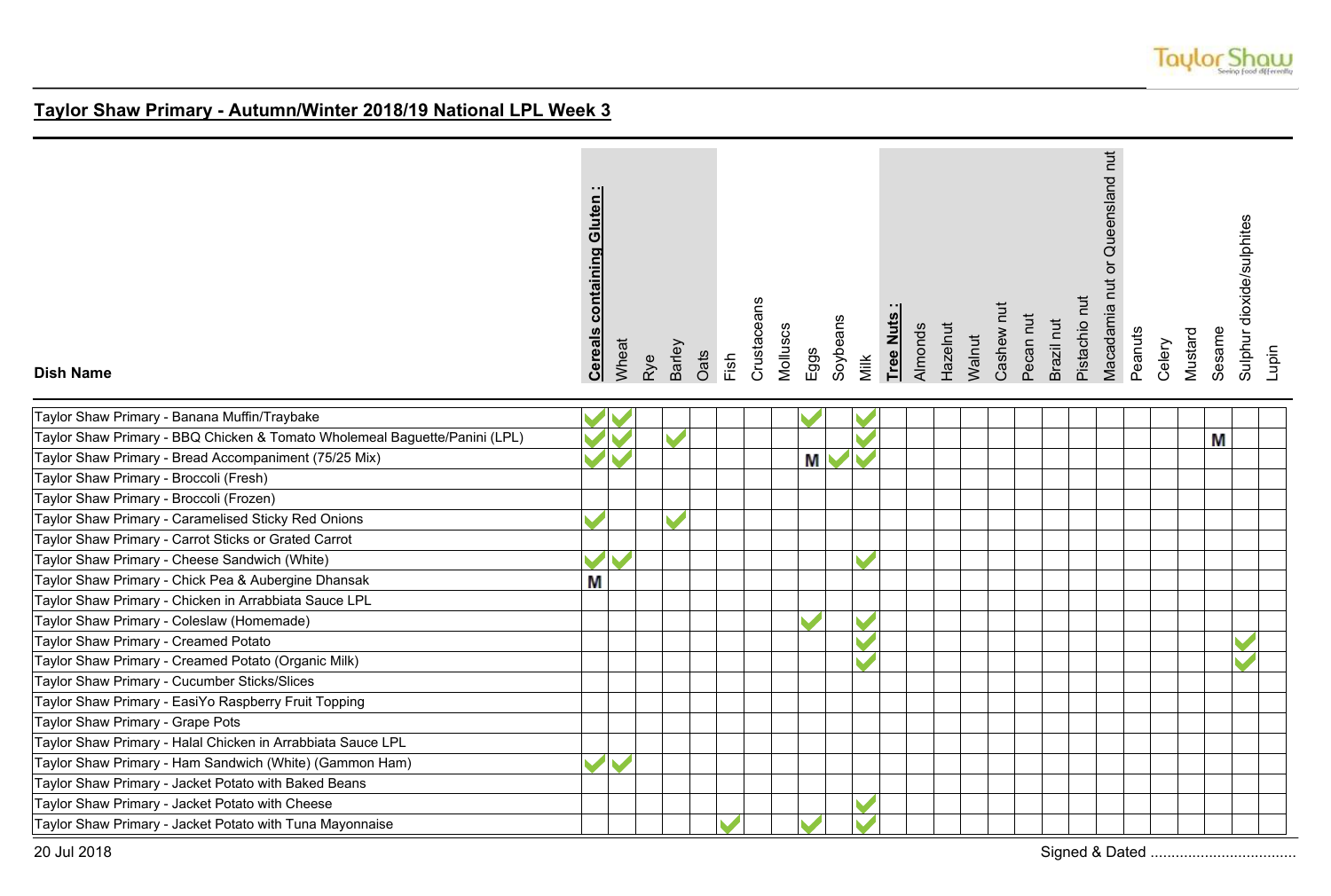## Taylor Shaw Primary - Autumn/Winter 2018/19 National LPL Week 3

| Dish Name | Cereals containing Gluten : | Wheat | Rye | Barley | Oats | Fish | Crustaceans | Molluscs | Eggs | Soybeans | Milk | Tree Nuts : | Almonds | Hazelnut | Walnut | Cashew nut | Pecan nut | Brazil nut | Pistachio nut | Macadamia nut or Queensland nut | Peanuts | Celery | Mustard | Sesame | Sulphur dioxide/sulphites | Lupin |
|---|---|---|---|---|---|---|---|---|---|---|---|---|---|---|---|---|---|---|---|---|---|---|---|---|---|---|
| Taylor Shaw Primary - Banana Muffin/Traybake | ✓ | ✓ | | | | | | | ✓ | | ✓ | | | | | | | | | | | | | | | |
| Taylor Shaw Primary - BBQ Chicken & Tomato Wholemeal Baguette/Panini (LPL) | ✓ | ✓ | | ✓ | | | | | | | ✓ | | | | | | | | | | | | | M | | |
| Taylor Shaw Primary - Bread Accompaniment (75/25 Mix) | ✓ | ✓ | | | | | | | M | ✓ | ✓ | | | | | | | | | | | | | | | |
| Taylor Shaw Primary - Broccoli (Fresh) | | | | | | | | | | | | | | | | | | | | | | | | | | |
| Taylor Shaw Primary - Broccoli (Frozen) | | | | | | | | | | | | | | | | | | | | | | | | | | |
| Taylor Shaw Primary - Caramelised Sticky Red Onions | ✓ | | | ✓ | | | | | | | | | | | | | | | | | | | | | | |
| Taylor Shaw Primary - Carrot Sticks or Grated Carrot | | | | | | | | | | | | | | | | | | | | | | | | | | |
| Taylor Shaw Primary - Cheese Sandwich (White) | ✓ | ✓ | | | | | | | | | ✓ | | | | | | | | | | | | | | | |
| Taylor Shaw Primary - Chick Pea & Aubergine Dhansak | M | | | | | | | | | | | | | | | | | | | | | | | | | |
| Taylor Shaw Primary - Chicken in Arrabbiata Sauce LPL | | | | | | | | | | | | | | | | | | | | | | | | | | |
| Taylor Shaw Primary - Coleslaw (Homemade) | | | | | | | | | ✓ | | ✓ | | | | | | | | | | | | | | | |
| Taylor Shaw Primary - Creamed Potato | | | | | | | | | | | ✓ | | | | | | | | | | | | | | ✓ | |
| Taylor Shaw Primary - Creamed Potato (Organic Milk) | | | | | | | | | | | ✓ | | | | | | | | | | | | | | ✓ | |
| Taylor Shaw Primary - Cucumber Sticks/Slices | | | | | | | | | | | | | | | | | | | | | | | | | | |
| Taylor Shaw Primary - EasiYo Raspberry Fruit Topping | | | | | | | | | | | | | | | | | | | | | | | | | | |
| Taylor Shaw Primary - Grape Pots | | | | | | | | | | | | | | | | | | | | | | | | | | |
| Taylor Shaw Primary - Halal Chicken in Arrabbiata Sauce LPL | | | | | | | | | | | | | | | | | | | | | | | | | | |
| Taylor Shaw Primary - Ham Sandwich (White) (Gammon Ham) | ✓ | ✓ | | | | | | | | | | | | | | | | | | | | | | | | |
| Taylor Shaw Primary - Jacket Potato with Baked Beans | | | | | | | | | | | | | | | | | | | | | | | | | | |
| Taylor Shaw Primary - Jacket Potato with Cheese | | | | | | | | | | | ✓ | | | | | | | | | | | | | | | |
| Taylor Shaw Primary - Jacket Potato with Tuna Mayonnaise | | | | | | ✓ | | | ✓ | | ✓ | | | | | | | | | | | | | | | |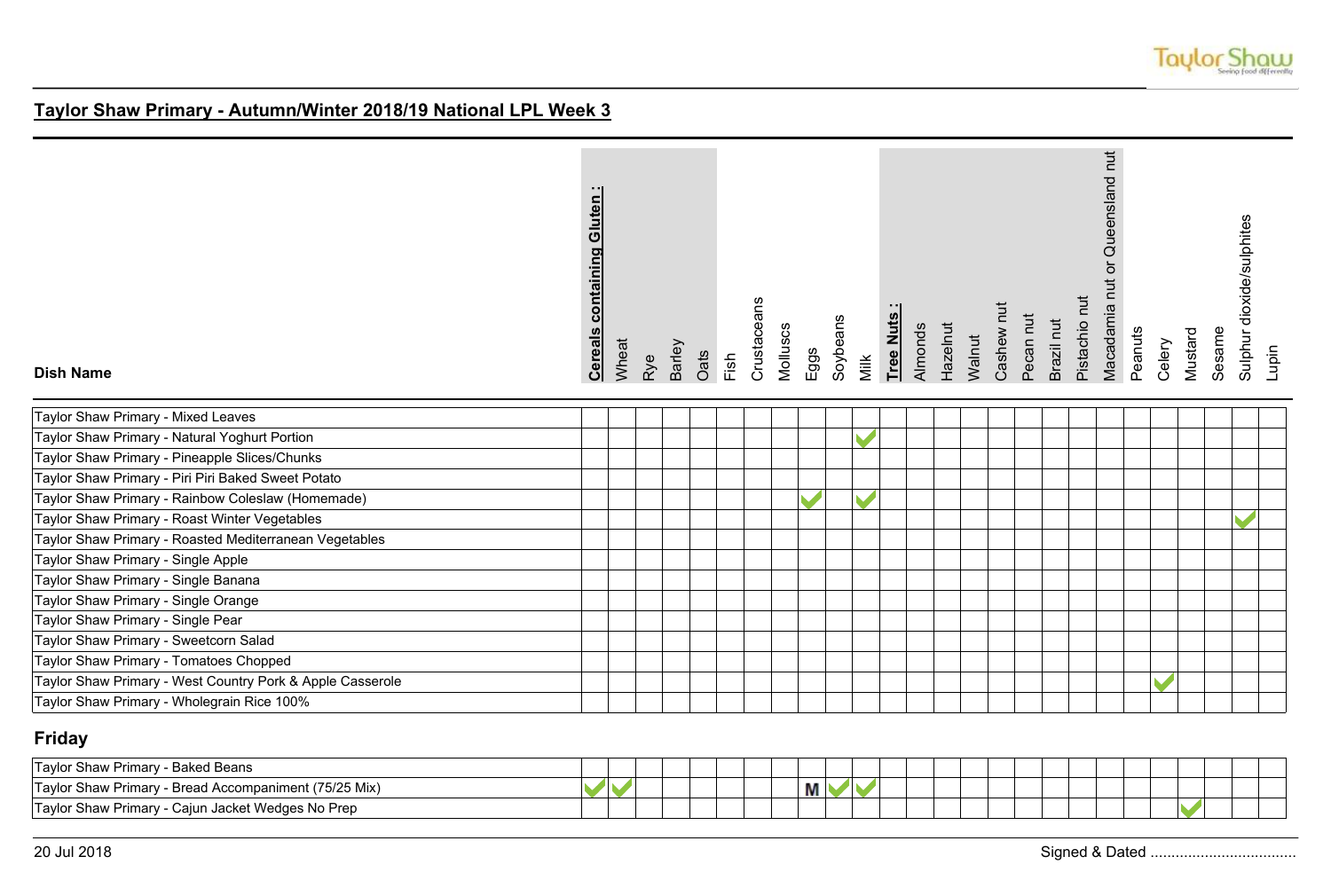## Taylor Shaw Primary - Autumn/Winter 2018/19 National LPL Week 3

| Dish Name | Cereals containing Gluten : | Wheat | Rye | Barley | Oats | Fish | Crustaceans | Molluscs | Eggs | Soybeans | Milk | Tree Nuts : | Almonds | Hazelnut | Walnut | Cashew nut | Pecan nut | Brazil nut | Pistachio nut | Macadamia nut or Queensland nut | Peanuts | Celery | Mustard | Sesame | Sulphur dioxide/sulphites | Lupin |
|---|---|---|---|---|---|---|---|---|---|---|---|---|---|---|---|---|---|---|---|---|---|---|---|---|---|---|
| Taylor Shaw Primary - Mixed Leaves | | | | | | | | | | | | | | | | | | | | | | | | | | |
| Taylor Shaw Primary - Natural Yoghurt Portion | | | | | | | | | | | ✓ | | | | | | | | | | | | | | | |
| Taylor Shaw Primary - Pineapple Slices/Chunks | | | | | | | | | | | | | | | | | | | | | | | | | | |
| Taylor Shaw Primary - Piri Piri Baked Sweet Potato | | | | | | | | | | | | | | | | | | | | | | | | | | |
| Taylor Shaw Primary - Rainbow Coleslaw (Homemade) | | | | | | | | | ✓ | | ✓ | | | | | | | | | | | | | | | |
| Taylor Shaw Primary - Roast Winter Vegetables | | | | | | | | | | | | | | | | | | | | | | | | | ✓ | |
| Taylor Shaw Primary - Roasted Mediterranean Vegetables | | | | | | | | | | | | | | | | | | | | | | | | | | |
| Taylor Shaw Primary - Single Apple | | | | | | | | | | | | | | | | | | | | | | | | | | |
| Taylor Shaw Primary - Single Banana | | | | | | | | | | | | | | | | | | | | | | | | | | |
| Taylor Shaw Primary - Single Orange | | | | | | | | | | | | | | | | | | | | | | | | | | |
| Taylor Shaw Primary - Single Pear | | | | | | | | | | | | | | | | | | | | | | | | | | |
| Taylor Shaw Primary - Sweetcorn Salad | | | | | | | | | | | | | | | | | | | | | | | | | | |
| Taylor Shaw Primary - Tomatoes Chopped | | | | | | | | | | | | | | | | | | | | | | | | | | |
| Taylor Shaw Primary - West Country Pork & Apple Casserole | | | | | | | | | | | | | | | | | | | | | | ✓ | | | | |
| Taylor Shaw Primary - Wholegrain Rice 100% | | | | | | | | | | | | | | | | | | | | | | | | | | |

### Friday

| Dish Name | Cereals containing Gluten : | Wheat | Rye | Barley | Oats | Fish | Crustaceans | Molluscs | Eggs | Soybeans | Milk | Tree Nuts : | Almonds | Hazelnut | Walnut | Cashew nut | Pecan nut | Brazil nut | Pistachio nut | Macadamia nut or Queensland nut | Peanuts | Celery | Mustard | Sesame | Sulphur dioxide/sulphites | Lupin |
|---|---|---|---|---|---|---|---|---|---|---|---|---|---|---|---|---|---|---|---|---|---|---|---|---|---|---|
| Taylor Shaw Primary - Baked Beans | | | | | | | | | | | | | | | | | | | | | | | | | | |
| Taylor Shaw Primary - Bread Accompaniment (75/25 Mix) | ✓ | ✓ | | | | | | | M | ✓ | ✓ | | | | | | | | | | | | | | | |
| Taylor Shaw Primary - Cajun Jacket Wedges No Prep | | | | | | | | | | | | | | | | | | | | | | | ✓ | | | |

20 Jul 2018

Signed & Dated ...................................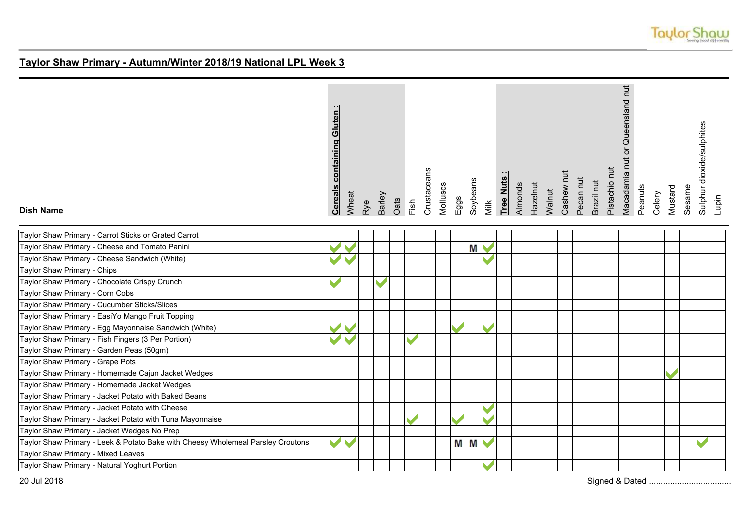## Taylor Shaw Primary - Autumn/Winter 2018/19 National LPL Week 3

| Dish Name | Cereals containing Gluten : | Wheat | Rye | Barley | Oats | Fish | Crustaceans | Molluscs | Eggs | Soybeans | Milk | Tree Nuts : | Almonds | Hazelnut | Walnut | Cashew nut | Pecan nut | Brazil nut | Pistachio nut | Macadamia nut or Queensland nut | Peanuts | Celery | Mustard | Sesame | Sulphur dioxide/sulphites | Lupin |
|---|---|---|---|---|---|---|---|---|---|---|---|---|---|---|---|---|---|---|---|---|---|---|---|---|---|---|
| Taylor Shaw Primary - Carrot Sticks or Grated Carrot | | | | | | | | | | | | | | | | | | | | | | | | | | |
| Taylor Shaw Primary - Cheese and Tomato Panini | ✓ | ✓ | | | | | | | | M | ✓ | | | | | | | | | | | | | | | |
| Taylor Shaw Primary - Cheese Sandwich (White) | ✓ | ✓ | | | | | | | | | ✓ | | | | | | | | | | | | | | | |
| Taylor Shaw Primary - Chips | | | | | | | | | | | | | | | | | | | | | | | | | | |
| Taylor Shaw Primary - Chocolate Crispy Crunch | ✓ | | | ✓ | | | | | | | | | | | | | | | | | | | | | | |
| Taylor Shaw Primary - Corn Cobs | | | | | | | | | | | | | | | | | | | | | | | | | | |
| Taylor Shaw Primary - Cucumber Sticks/Slices | | | | | | | | | | | | | | | | | | | | | | | | | | |
| Taylor Shaw Primary - EasiYo Mango Fruit Topping | | | | | | | | | | | | | | | | | | | | | | | | | | |
| Taylor Shaw Primary - Egg Mayonnaise Sandwich (White) | ✓ | ✓ | | | | | | | ✓ | | ✓ | | | | | | | | | | | | | | | |
| Taylor Shaw Primary - Fish Fingers (3 Per Portion) | ✓ | ✓ | | | | ✓ | | | | | | | | | | | | | | | | | | | | |
| Taylor Shaw Primary - Garden Peas (50gm) | | | | | | | | | | | | | | | | | | | | | | | | | | |
| Taylor Shaw Primary - Grape Pots | | | | | | | | | | | | | | | | | | | | | | | | | | |
| Taylor Shaw Primary - Homemade Cajun Jacket Wedges | | | | | | | | | | | | | | | | | | | | | | | ✓ | | | |
| Taylor Shaw Primary - Homemade Jacket Wedges | | | | | | | | | | | | | | | | | | | | | | | | | | |
| Taylor Shaw Primary - Jacket Potato with Baked Beans | | | | | | | | | | | | | | | | | | | | | | | | | | |
| Taylor Shaw Primary - Jacket Potato with Cheese | | | | | | | | | | | ✓ | | | | | | | | | | | | | | | |
| Taylor Shaw Primary - Jacket Potato with Tuna Mayonnaise | | | | | | ✓ | | | ✓ | | ✓ | | | | | | | | | | | | | | | |
| Taylor Shaw Primary - Jacket Wedges No Prep | | | | | | | | | | | | | | | | | | | | | | | | | | |
| Taylor Shaw Primary - Leek & Potato Bake with Cheesy Wholemeal Parsley Croutons | ✓ | ✓ | | | | | | | M | M | ✓ | | | | | | | | | | | | | | ✓ | |
| Taylor Shaw Primary - Mixed Leaves | | | | | | | | | | | | | | | | | | | | | | | | | | |
| Taylor Shaw Primary - Natural Yoghurt Portion | | | | | | | | | | | ✓ | | | | | | | | | | | | | | | |

20 Jul 2018 Signed & Dated ...................................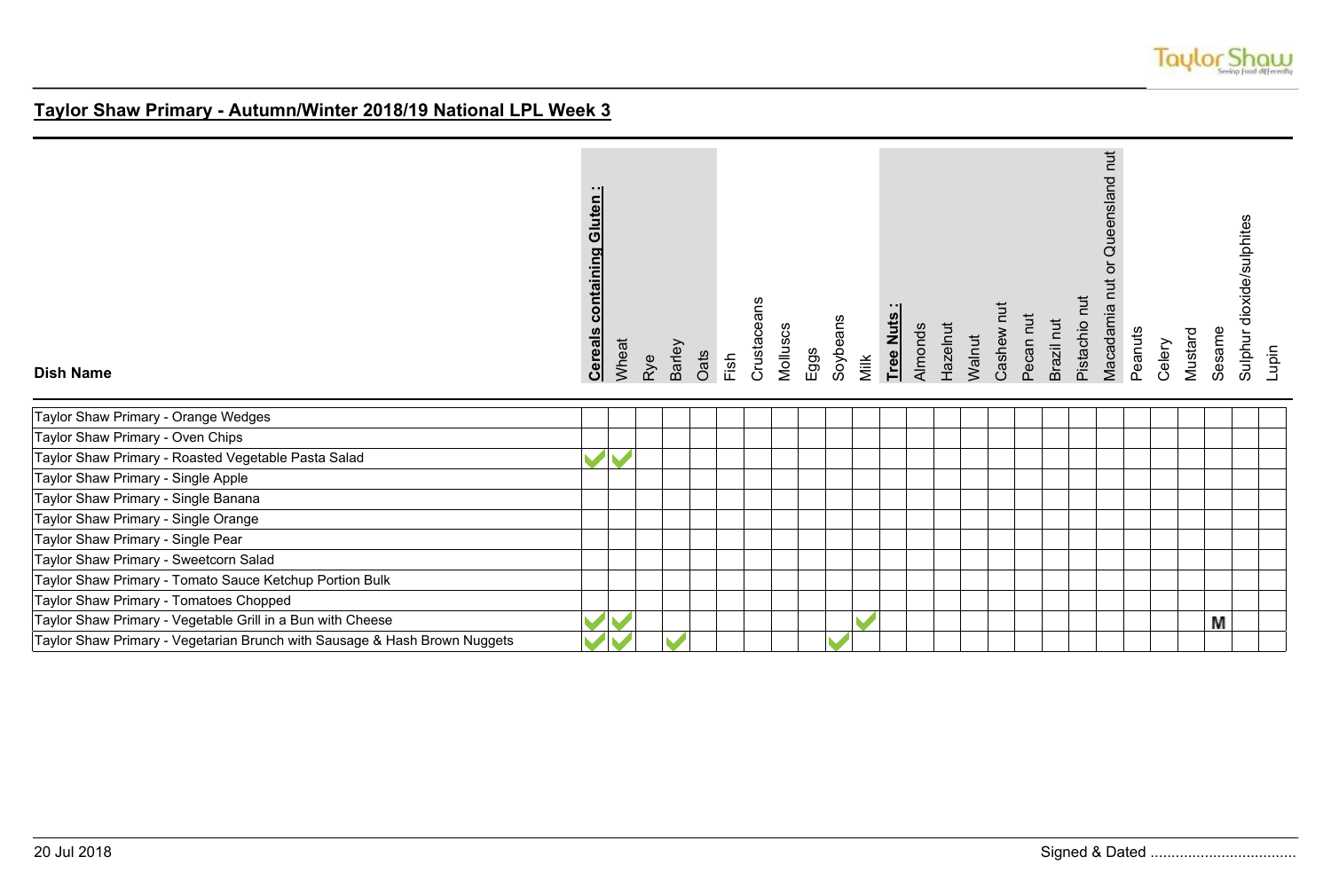## Taylor Shaw Primary - Autumn/Winter 2018/19 National LPL Week 3

| Dish Name | Cereals containing Gluten : | Wheat | Rye | Barley | Oats | Fish | Crustaceans | Molluscs | Eggs | Soybeans | Milk | Tree Nuts : | Almonds | Hazelnut | Walnut | Cashew nut | Pecan nut | Brazil nut | Pistachio nut | Macadamia nut or Queensland nut | Peanuts | Celery | Mustard | Sesame | Sulphur dioxide/sulphites | Lupin |
|---|---|---|---|---|---|---|---|---|---|---|---|---|---|---|---|---|---|---|---|---|---|---|---|---|---|---|
| Taylor Shaw Primary - Orange Wedges | | | | | | | | | | | | | | | | | | | | | | | | | | |
| Taylor Shaw Primary - Oven Chips | | | | | | | | | | | | | | | | | | | | | | | | | | |
| Taylor Shaw Primary - Roasted Vegetable Pasta Salad | ✓ | ✓ | | | | | | | | | | | | | | | | | | | | | | | | |
| Taylor Shaw Primary - Single Apple | | | | | | | | | | | | | | | | | | | | | | | | | | |
| Taylor Shaw Primary - Single Banana | | | | | | | | | | | | | | | | | | | | | | | | | | |
| Taylor Shaw Primary - Single Orange | | | | | | | | | | | | | | | | | | | | | | | | | | |
| Taylor Shaw Primary - Single Pear | | | | | | | | | | | | | | | | | | | | | | | | | | |
| Taylor Shaw Primary - Sweetcorn Salad | | | | | | | | | | | | | | | | | | | | | | | | | | |
| Taylor Shaw Primary - Tomato Sauce Ketchup Portion Bulk | | | | | | | | | | | | | | | | | | | | | | | | | | |
| Taylor Shaw Primary - Tomatoes Chopped | | | | | | | | | | | | | | | | | | | | | | | | | | |
| Taylor Shaw Primary - Vegetable Grill in a Bun with Cheese | ✓ | ✓ | | | | | | | | | ✓ | | | | | | | | | | | | | M | | |
| Taylor Shaw Primary - Vegetarian Brunch with Sausage & Hash Brown Nuggets | ✓ | ✓ | | ✓ | | | | | | ✓ | | | | | | | | | | | | | | | | |